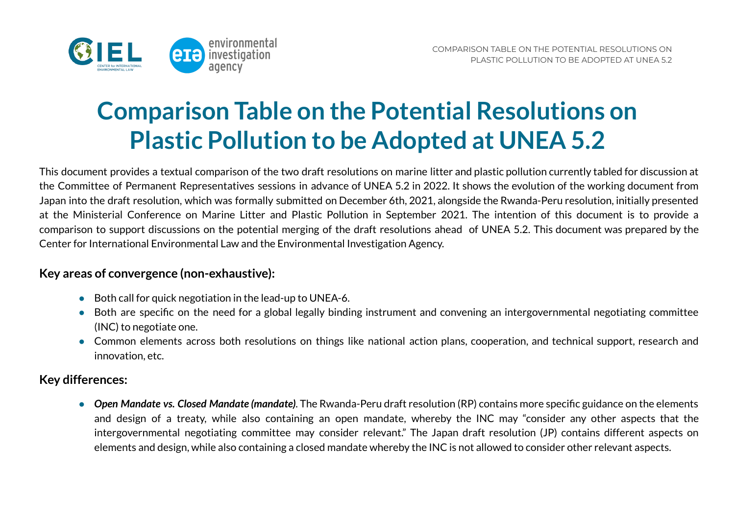# Comparison Table on the Potential Resolutions on Plastic Pollution to be Adopted at UNEA 5.2

This document provides a textual comparison of the two draft resolutions on marine litter and plastic pollution currently tabled for discussion at the Committee of Permanent Representatives sessions in advance of UNEA 5.2 in 2022. It shows the evolution of the working document from Japan into the draft resolution, which was formally submitted on December 6th, 2021, alongside the Rwanda-Peru resolution, initially presented at the Ministerial Conference on Marine Litter and Plastic Pollution in September 2021. The intention of this document is to provide a comparison to support discussions on the potential merging of the draft resolutions ahead of UNEA 5.2. This document was prepared by the Center for International Environmental Law and the Environmental Investigation Agency.

### Key areas of convergence (non-exhaustive):

- Both call for quick negotiation in the lead-up to UNEA-6.
- Both are specific on the need for a global legally binding instrument and convening an intergovernmental negotiating committee (INC) to negotiate one.
- Common elements across both resolutions on things like national action plans, cooperation, and technical support, research and innovation, etc.

### Key differences:

- ***Open Mandate vs. Closed Mandate (mandate)***. The Rwanda-Peru draft resolution (RP) contains more specific guidance on the elements and design of a treaty, while also containing an open mandate, whereby the INC may "consider any other aspects that the intergovernmental negotiating committee may consider relevant." The Japan draft resolution (JP) contains different aspects on elements and design, while also containing a closed mandate whereby the INC is not allowed to consider other relevant aspects.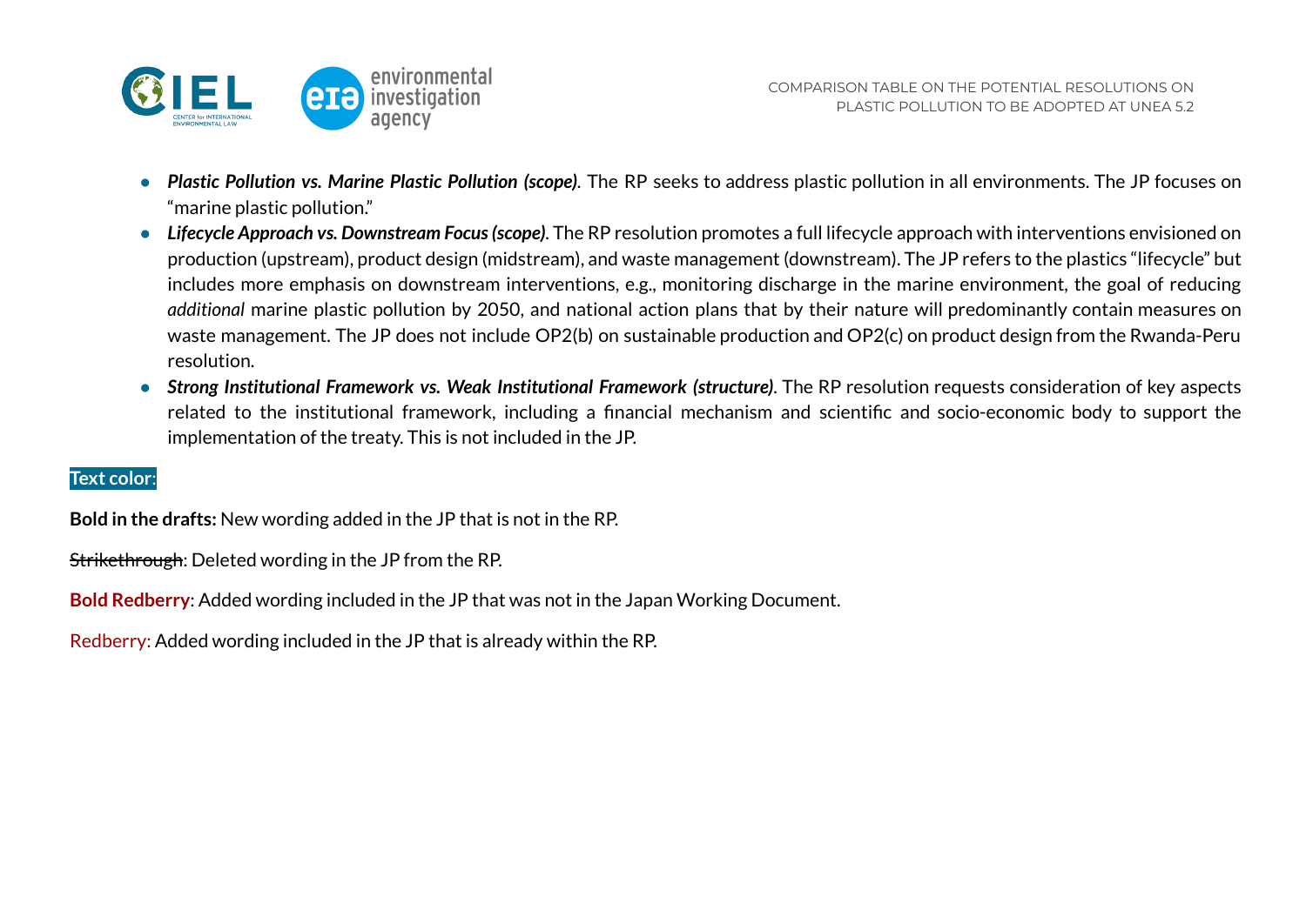- ***Plastic Pollution vs. Marine Plastic Pollution (scope)***. The RP seeks to address plastic pollution in all environments. The JP focuses on "marine plastic pollution."
- ***Lifecycle Approach vs. Downstream Focus (scope)***. The RP resolution promotes a full lifecycle approach with interventions envisioned on production (upstream), product design (midstream), and waste management (downstream). The JP refers to the plastics "lifecycle" but includes more emphasis on downstream interventions, e.g., monitoring discharge in the marine environment, the goal of reducing *additional* marine plastic pollution by 2050, and national action plans that by their nature will predominantly contain measures on waste management. The JP does not include OP2(b) on sustainable production and OP2(c) on product design from the Rwanda-Peru resolution.
- ***Strong Institutional Framework vs. Weak Institutional Framework (structure)***. The RP resolution requests consideration of key aspects related to the institutional framework, including a financial mechanism and scientific and socio-economic body to support the implementation of the treaty. This is not included in the JP.

**Text color**:

**Bold in the drafts:** New wording added in the JP that is not in the RP.

~~Strikethrough~~: Deleted wording in the JP from the RP.

**Bold Redberry**: Added wording included in the JP that was not in the Japan Working Document.

Redberry: Added wording included in the JP that is already within the RP.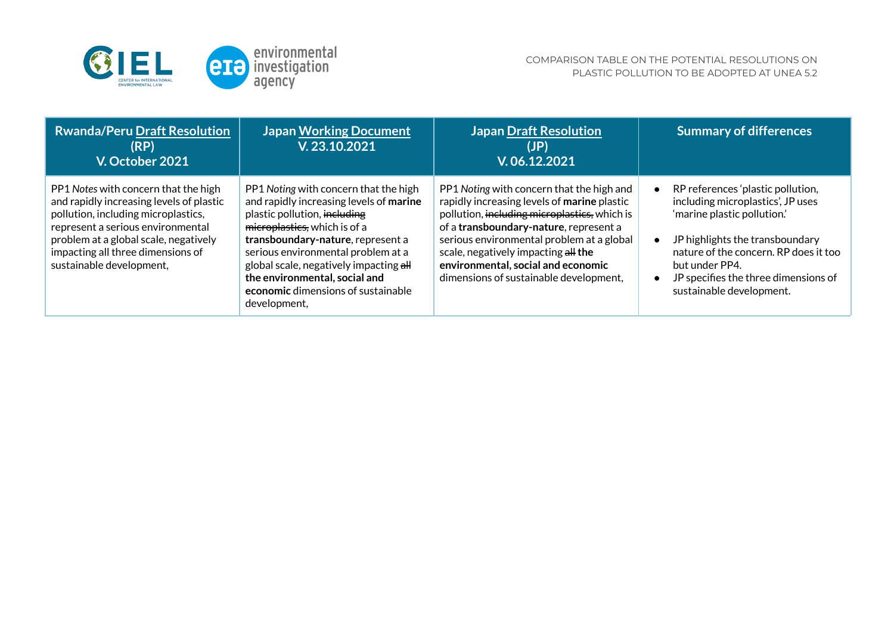| Rwanda/Peru Draft Resolution (RP) V. October 2021 | Japan Working Document V. 23.10.2021 | Japan Draft Resolution (JP) V. 06.12.2021 | Summary of differences |
|---|---|---|---|
| PP1 *Notes* with concern that the high and rapidly increasing levels of plastic pollution, including microplastics, represent a serious environmental problem at a global scale, negatively impacting all three dimensions of sustainable development, | PP1 *Noting* with concern that the high and rapidly increasing levels of **marine** plastic pollution, ~~including microplastics,~~ which is of a **transboundary-nature**, represent a serious environmental problem at a global scale, negatively impacting ~~all~~ **the environmental, social and economic** dimensions of sustainable development, | PP1 *Noting* with concern that the high and rapidly increasing levels of **marine** plastic pollution, ~~including microplastics,~~ which is of a **transboundary-nature**, represent a serious environmental problem at a global scale, negatively impacting ~~all~~ **the environmental, social and economic** dimensions of sustainable development, | • RP references 'plastic pollution, including microplastics', JP uses 'marine plastic pollution.' <br> • JP highlights the transboundary nature of the concern. RP does it too but under PP4. <br> • JP specifies the three dimensions of sustainable development. |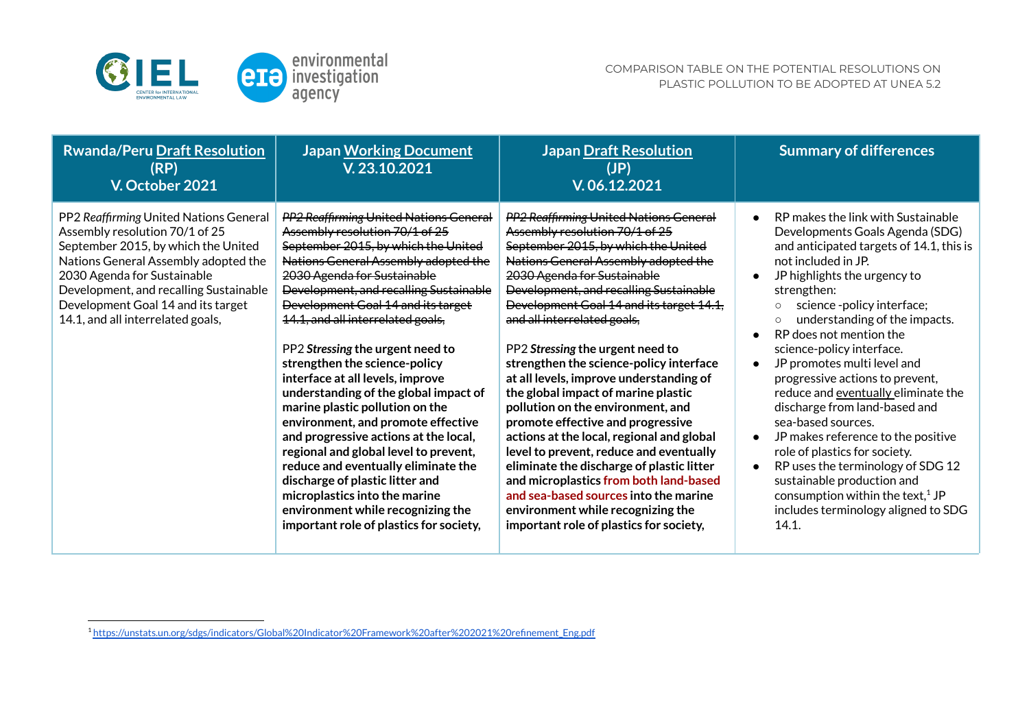| Rwandan/Peru Draft Resolution (RP) V. October 2021 | Japan Working Document V. 23.10.2021 | Japan Draft Resolution (JP) V. 06.12.2021 | Summary of differences |
|---|---|---|---|
| PP2 *Reaffirming* United Nations General Assembly resolution 70/1 of 25 September 2015, by which the United Nations General Assembly adopted the 2030 Agenda for Sustainable Development, and recalling Sustainable Development Goal 14 and its target 14.1, and all interrelated goals, | ~~PP2 *Reaffirming* United Nations General Assembly resolution 70/1 of 25 September 2015, by which the United Nations General Assembly adopted the 2030 Agenda for Sustainable Development, and recalling Sustainable Development Goal 14 and its target 14.1, and all interrelated goals,~~<br><br>PP2 ***Stressing* the urgent need to strengthen the science-policy interface at all levels, improve understanding of the global impact of marine plastic pollution on the environment, and promote effective and progressive actions at the local, regional and global level to prevent, reduce and eventually eliminate the discharge of plastic litter and microplastics into the marine environment while recognizing the important role of plastics for society,** | ~~PP2 *Reaffirming* United Nations General Assembly resolution 70/1 of 25 September 2015, by which the United Nations General Assembly adopted the 2030 Agenda for Sustainable Development, and recalling Sustainable Development Goal 14 and its target 14.1, and all interrelated goals,~~<br><br>PP2 ***Stressing* the urgent need to strengthen the science-policy interface at all levels, improve understanding of the global impact of marine plastic pollution on the environment, and promote effective and progressive actions at the local, regional and global level to prevent, reduce and eventually eliminate the discharge of plastic litter and microplastics from both land-based and sea-based sources into the marine environment while recognizing the important role of plastics for society,** | • RP makes the link with Sustainable Developments Goals Agenda (SDG) and anticipated targets of 14.1, this is not included in JP.<br>• JP highlights the urgency to strengthen:<br>  ○ science -policy interface;<br>  ○ understanding of the impacts.<br>• RP does not mention the science-policy interface.<br>• JP promotes multi level and progressive actions to prevent, reduce and eventually eliminate the discharge from land-based and sea-based sources.<br>• JP makes reference to the positive role of plastics for society.<br>• RP uses the terminology of SDG 12 sustainable production and consumption within the text,[1] JP includes terminology aligned to SDG 14.1. |

[1] https://unstats.un.org/sdgs/indicators/Global%20Indicator%20Framework%20after%202021%20refinement_Eng.pdf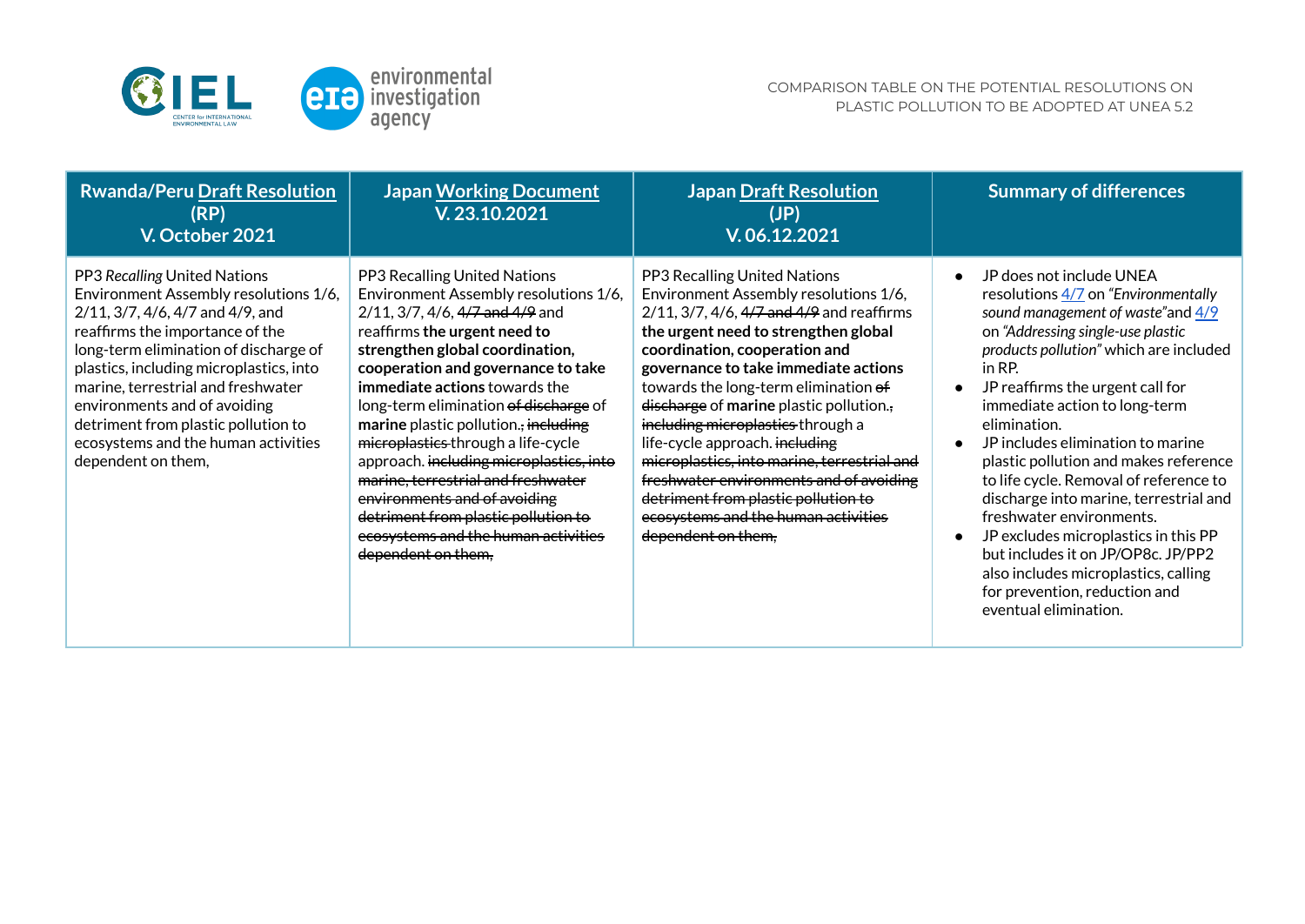| Rwanda/Peru Draft Resolution (RP) V. October 2021 | Japan Working Document V. 23.10.2021 | Japan Draft Resolution (JP) V. 06.12.2021 | Summary of differences |
|---|---|---|---|
| PP3 *Recalling* United Nations Environment Assembly resolutions 1/6, 2/11, 3/7, 4/6, 4/7 and 4/9, and reaffirms the importance of the long-term elimination of discharge of plastics, including microplastics, into marine, terrestrial and freshwater environments and of avoiding detriment from plastic pollution to ecosystems and the human activities dependent on them, | PP3 Recalling United Nations Environment Assembly resolutions 1/6, 2/11, 3/7, 4/6, ~~4/7 and 4/9~~ and reaffirms **the urgent need to strengthen global coordination, cooperation and governance to take immediate actions** towards the long-term elimination ~~of discharge~~ of **marine** plastic pollution.~~; including microplastics~~ through a life-cycle approach. ~~including microplastics, into marine, terrestrial and freshwater environments and of avoiding detriment from plastic pollution to ecosystems and the human activities dependent on them,~~ | PP3 Recalling United Nations Environment Assembly resolutions 1/6, 2/11, 3/7, 4/6, ~~4/7 and 4/9~~ and reaffirms **the urgent need to strengthen global coordination, cooperation and governance to take immediate actions** towards the long-term elimination ~~of discharge~~ of **marine** plastic pollution.~~, including microplastics~~ through a life-cycle approach. ~~including microplastics, into marine, terrestrial and freshwater environments and of avoiding detriment from plastic pollution to ecosystems and the human activities dependent on them,~~ | • JP does not include UNEA resolutions 4/7 on *"Environmentally sound management of waste"* and 4/9 on *"Addressing single-use plastic products pollution"* which are included in RP. <br>• JP reaffirms the urgent call for immediate action to long-term elimination. <br>• JP includes elimination to marine plastic pollution and makes reference to life cycle. Removal of reference to discharge into marine, terrestrial and freshwater environments. <br>• JP excludes microplastics in this PP but includes it on JP/OP8c. JP/PP2 also includes microplastics, calling for prevention, reduction and eventual elimination. |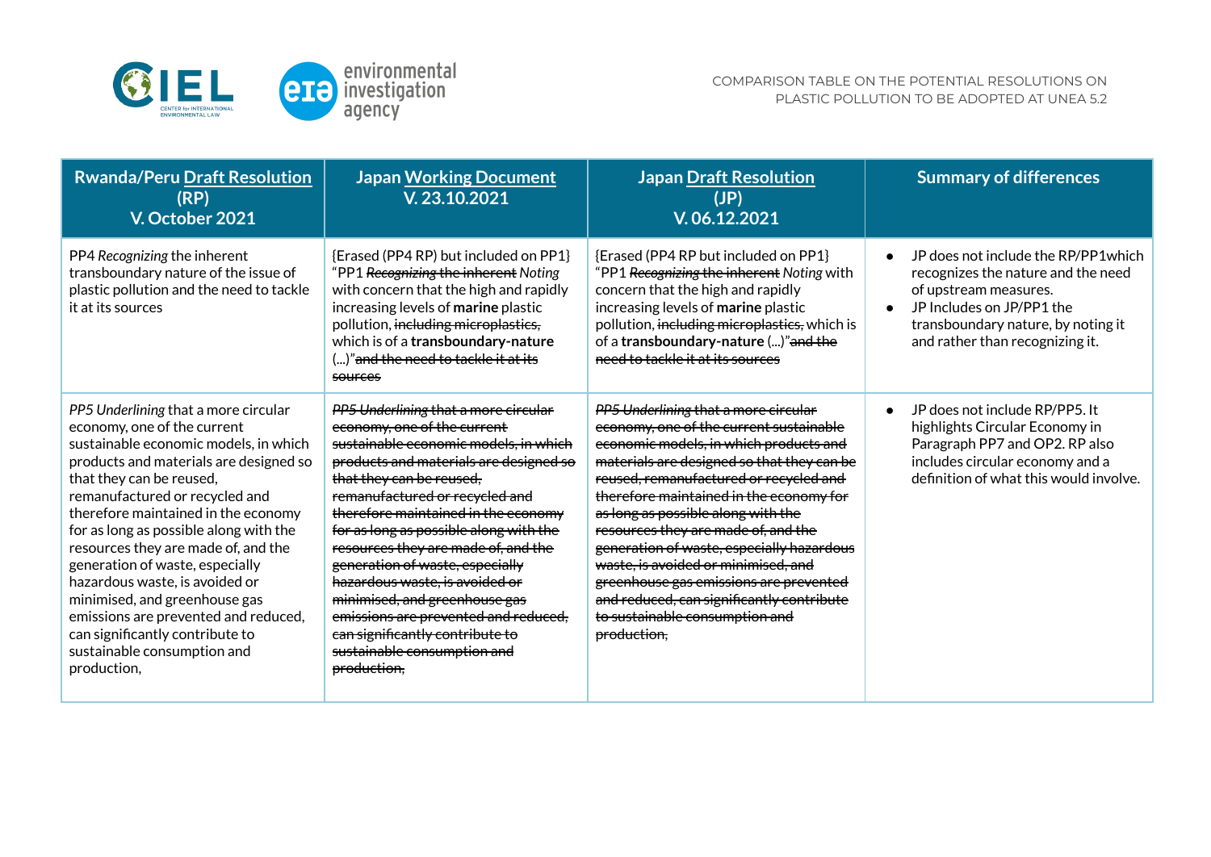| Rwandа/Peru Draft Resolution (RP) V. October 2021 | Japan Working Document V. 23.10.2021 | Japan Draft Resolution (JP) V. 06.12.2021 | Summary of differences |
|---|---|---|---|
| PP4 *Recognizing* the inherent transboundary nature of the issue of plastic pollution and the need to tackle it at its sources | {Erased (PP4 RP) but included on PP1} "PP1 ~~*Recognizing* the inherent~~ *Noting* with concern that the high and rapidly increasing levels of **marine** plastic pollution, ~~including microplastics,~~ which is of a **transboundary-nature** (...)"~~and the need to tackle it at its sources~~ | {Erased (PP4 RP but included on PP1} "PP1 ~~*Recognizing* the inherent~~ *Noting* with concern that the high and rapidly increasing levels of **marine** plastic pollution, ~~including microplastics,~~ which is of a **transboundary-nature** (...)"~~and the need to tackle it at its sources~~ | • JP does not include the RP/PP1which recognizes the nature and the need of upstream measures.<br>• JP Includes on JP/PP1 the transboundary nature, by noting it and rather than recognizing it. |
| *PP5 Underlining* that a more circular economy, one of the current sustainable economic models, in which products and materials are designed so that they can be reused, remanufactured or recycled and therefore maintained in the economy for as long as possible along with the resources they are made of, and the generation of waste, especially hazardous waste, is avoided or minimised, and greenhouse gas emissions are prevented and reduced, can significantly contribute to sustainable consumption and production, | ~~*PP5 Underlining* that a more circular economy, one of the current sustainable economic models, in which products and materials are designed so that they can be reused, remanufactured or recycled and therefore maintained in the economy for as long as possible along with the resources they are made of, and the generation of waste, especially hazardous waste, is avoided or minimised, and greenhouse gas emissions are prevented and reduced, can significantly contribute to sustainable consumption and production,~~ | ~~*PP5 Underlining* that a more circular economy, one of the current sustainable economic models, in which products and materials are designed so that they can be reused, remanufactured or recycled and therefore maintained in the economy for as long as possible along with the resources they are made of, and the generation of waste, especially hazardous waste, is avoided or minimised, and greenhouse gas emissions are prevented and reduced, can significantly contribute to sustainable consumption and production,~~ | • JP does not include RP/PP5. It highlights Circular Economy in Paragraph PP7 and OP2. RP also includes circular economy and a definition of what this would involve. |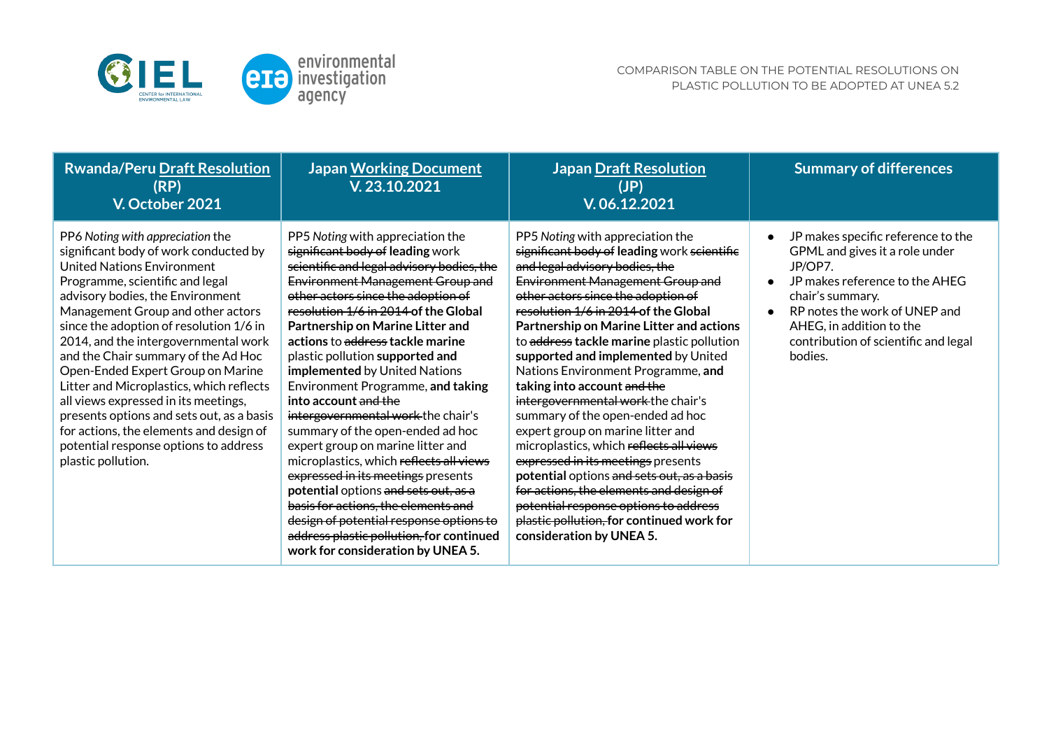| Rwanda/Peru Draft Resolution (RP) V. October 2021 | Japan Working Document V. 23.10.2021 | Japan Draft Resolution (JP) V. 06.12.2021 | Summary of differences |
|---|---|---|---|
| PP6 *Noting with appreciation* the significant body of work conducted by United Nations Environment Programme, scientific and legal advisory bodies, the Environment Management Group and other actors since the adoption of resolution 1/6 in 2014, and the intergovernmental work and the Chair summary of the Ad Hoc Open-Ended Expert Group on Marine Litter and Microplastics, which reflects all views expressed in its meetings, presents options and sets out, as a basis for actions, the elements and design of potential response options to address plastic pollution. | PP5 *Noting* with appreciation the ~~significant body of~~ **leading** work ~~scientific and legal advisory bodies, the Environment Management Group and other actors since the adoption of resolution 1/6 in 2014~~ **of the Global Partnership on Marine Litter and actions** to ~~address~~ **tackle marine** plastic pollution **supported and implemented** by United Nations Environment Programme, **and taking into account** ~~and the intergovernmental work~~ the chair's summary of the open-ended ad hoc expert group on marine litter and microplastics, which ~~reflects all views expressed in its meetings~~ presents **potential** options ~~and sets out, as a basis for actions, the elements and design of potential response options to address plastic pollution,~~ **for continued work for consideration by UNEA 5.** | PP5 *Noting* with appreciation the ~~significant body of~~ **leading** work ~~scientific and legal advisory bodies, the Environment Management Group and other actors since the adoption of resolution 1/6 in 2014~~ **of the Global Partnership on Marine Litter and actions** to ~~address~~ **tackle marine** plastic pollution **supported and implemented** by United Nations Environment Programme, **and taking into account** ~~and the intergovernmental work~~ the chair's summary of the open-ended ad hoc expert group on marine litter and microplastics, which ~~reflects all views expressed in its meetings~~ presents **potential** options ~~and sets out, as a basis for actions, the elements and design of potential response options to address plastic pollution,~~ **for continued work for consideration by UNEA 5.** | • JP makes specific reference to the GPML and gives it a role under JP/OP7.<br>• JP makes reference to the AHEG chair's summary.<br>• RP notes the work of UNEP and AHEG, in addition to the contribution of scientific and legal bodies. |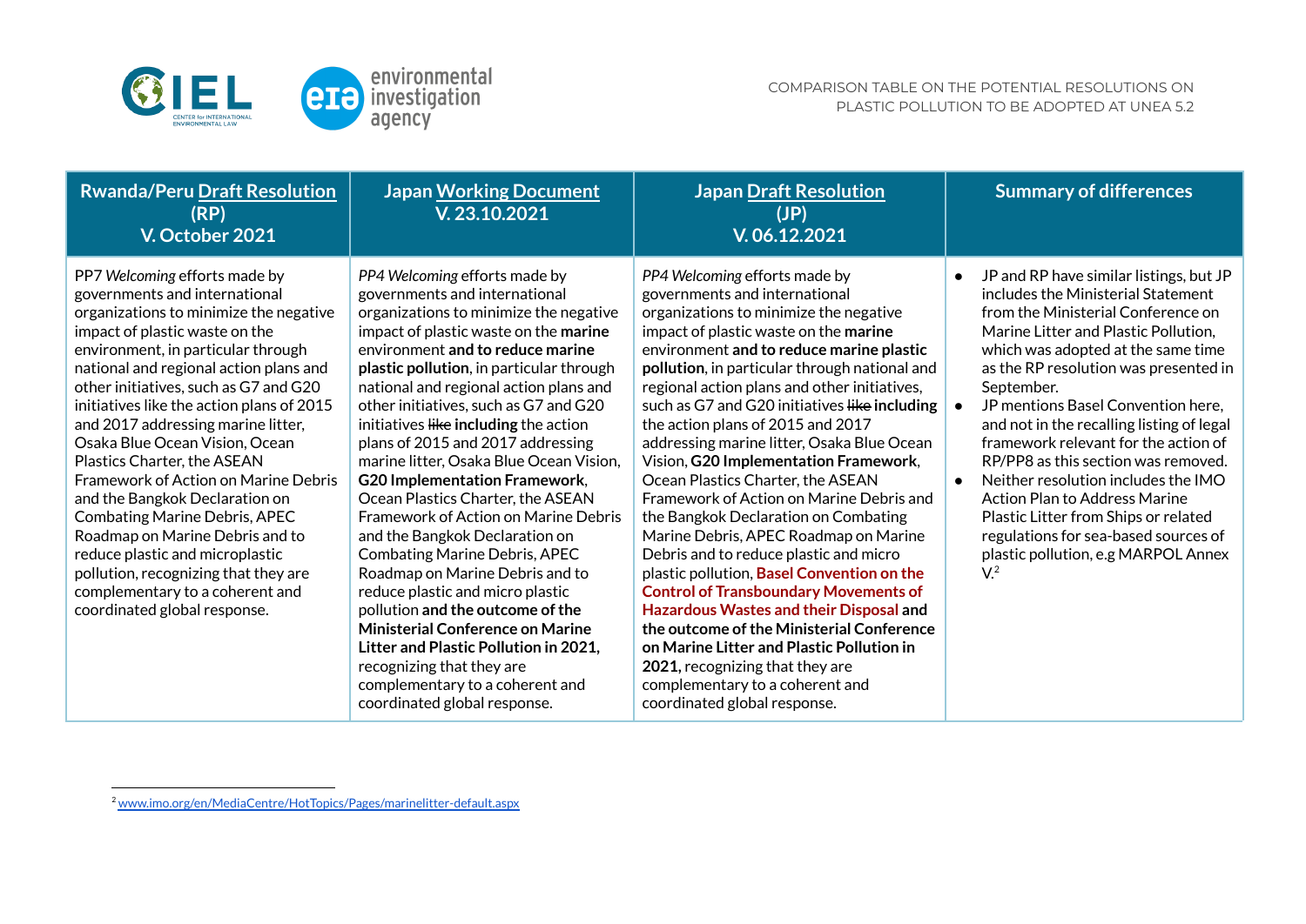| Rwanda/Peru Draft Resolution (RP) V. October 2021 | Japan Working Document V. 23.10.2021 | Japan Draft Resolution (JP) V. 06.12.2021 | Summary of differences |
|---|---|---|---|
| PP7 *Welcoming* efforts made by governments and international organizations to minimize the negative impact of plastic waste on the environment, in particular through national and regional action plans and other initiatives, such as G7 and G20 initiatives like the action plans of 2015 and 2017 addressing marine litter, Osaka Blue Ocean Vision, Ocean Plastics Charter, the ASEAN Framework of Action on Marine Debris and the Bangkok Declaration on Combating Marine Debris, APEC Roadmap on Marine Debris and to reduce plastic and microplastic pollution, recognizing that they are complementary to a coherent and coordinated global response. | *PP4 Welcoming* efforts made by governments and international organizations to minimize the negative impact of plastic waste on the **marine** environment **and to reduce marine plastic pollution**, in particular through national and regional action plans and other initiatives, such as G7 and G20 initiatives ~~like~~ **including** the action plans of 2015 and 2017 addressing marine litter, Osaka Blue Ocean Vision, **G20 Implementation Framework**, Ocean Plastics Charter, the ASEAN Framework of Action on Marine Debris and the Bangkok Declaration on Combating Marine Debris, APEC Roadmap on Marine Debris and to reduce plastic and micro plastic pollution **and the outcome of the Ministerial Conference on Marine Litter and Plastic Pollution in 2021,** recognizing that they are complementary to a coherent and coordinated global response. | *PP4 Welcoming* efforts made by governments and international organizations to minimize the negative impact of plastic waste on the **marine** environment **and to reduce marine plastic pollution**, in particular through national and regional action plans and other initiatives, such as G7 and G20 initiatives ~~like~~ **including** the action plans of 2015 and 2017 addressing marine litter, Osaka Blue Ocean Vision, **G20 Implementation Framework**, Ocean Plastics Charter, the ASEAN Framework of Action on Marine Debris and the Bangkok Declaration on Combating Marine Debris, APEC Roadmap on Marine Debris and to reduce plastic and micro plastic pollution, **Basel Convention on the Control of Transboundary Movements of Hazardous Wastes and their Disposal** and **the outcome of the Ministerial Conference on Marine Litter and Plastic Pollution in 2021,** recognizing that they are complementary to a coherent and coordinated global response. | • JP and RP have similar listings, but JP includes the Ministerial Statement from the Ministerial Conference on Marine Litter and Plastic Pollution, which was adopted at the same time as the RP resolution was presented in September.<br>• JP mentions Basel Convention here, and not in the recalling listing of legal framework relevant for the action of RP/PP8 as this section was removed.<br>• Neither resolution includes the IMO Action Plan to Address Marine Plastic Litter from Ships or related regulations for sea-based sources of plastic pollution, e.g MARPOL Annex V.[2] |

[2] www.imo.org/en/MediaCentre/HotTopics/Pages/marinelitter-default.aspx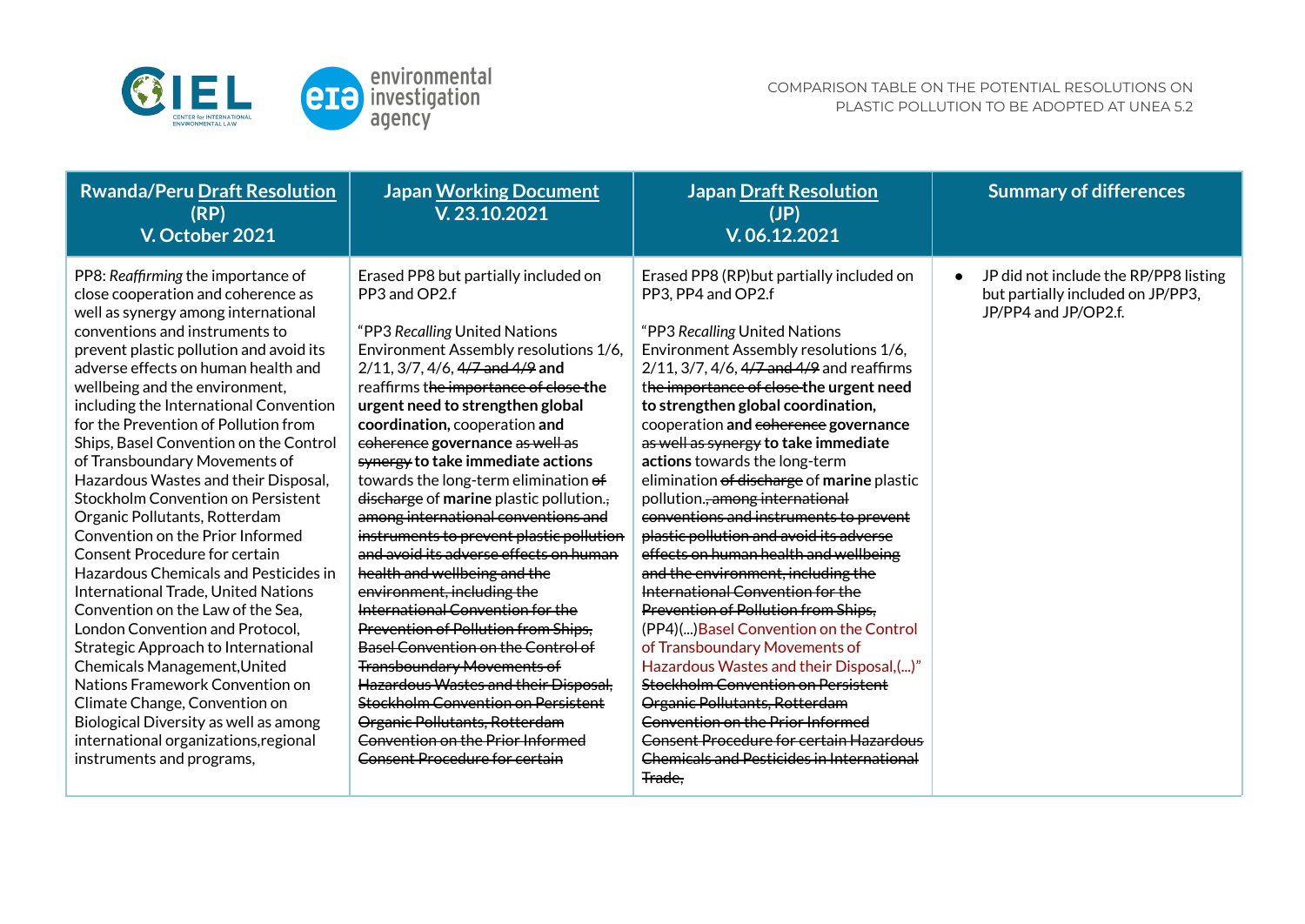| Rwanda/Peru Draft Resolution (RP) V. October 2021 | Japan Working Document V. 23.10.2021 | Japan Draft Resolution (JP) V. 06.12.2021 | Summary of differences |
|---|---|---|---|
| PP8: *Reaffirming* the importance of close cooperation and coherence as well as synergy among international conventions and instruments to prevent plastic pollution and avoid its adverse effects on human health and wellbeing and the environment, including the International Convention for the Prevention of Pollution from Ships, Basel Convention on the Control of Transboundary Movements of Hazardous Wastes and their Disposal, Stockholm Convention on Persistent Organic Pollutants, Rotterdam Convention on the Prior Informed Consent Procedure for certain Hazardous Chemicals and Pesticides in International Trade, United Nations Convention on the Law of the Sea, London Convention and Protocol, Strategic Approach to International Chemicals Management,United Nations Framework Convention on Climate Change, Convention on Biological Diversity as well as among international organizations,regional instruments and programs, | Erased PP8 but partially included on PP3 and OP2.f<br><br>"PP3 *Recalling* United Nations Environment Assembly resolutions 1/6, 2/11, 3/7, 4/6, ~~4/7 and 4/9~~ **and** reaffirms t~~he importance of close~~ **the urgent need to strengthen global coordination,** cooperation **and** ~~coherence~~ **governance** ~~as well as synergy~~ **to take immediate actions** towards the long-term elimination ~~of discharge~~ of **marine** plastic pollution.~~, among international conventions and instruments to prevent plastic pollution and avoid its adverse effects on human health and wellbeing and the environment, including the International Convention for the Prevention of Pollution from Ships, Basel Convention on the Control of Transboundary Movements of Hazardous Wastes and their Disposal, Stockholm Convention on Persistent Organic Pollutants, Rotterdam Convention on the Prior Informed Consent Procedure for certain~~ | Erased PP8 (RP)but partially included on PP3, PP4 and OP2.f<br><br>"PP3 *Recalling* United Nations Environment Assembly resolutions 1/6, 2/11, 3/7, 4/6, ~~4/7 and 4/9~~ and reaffirms ~~the importance of close~~ **the urgent need to strengthen global coordination,** cooperation **and** ~~coherence~~ **governance** ~~as well as synergy~~ **to take immediate actions** towards the long-term elimination ~~of discharge~~ of **marine** plastic pollution.~~, among international conventions and instruments to prevent plastic pollution and avoid its adverse effects on human health and wellbeing and the environment, including the International Convention for the Prevention of Pollution from Ships,~~ (PP4)(...)Basel Convention on the Control of Transboundary Movements of Hazardous Wastes and their Disposal,(...)" ~~Stockholm Convention on Persistent Organic Pollutants, Rotterdam Convention on the Prior Informed Consent Procedure for certain Hazardous Chemicals and Pesticides in International Trade,~~ | • JP did not include the RP/PP8 listing but partially included on JP/PP3, JP/PP4 and JP/OP2.f. |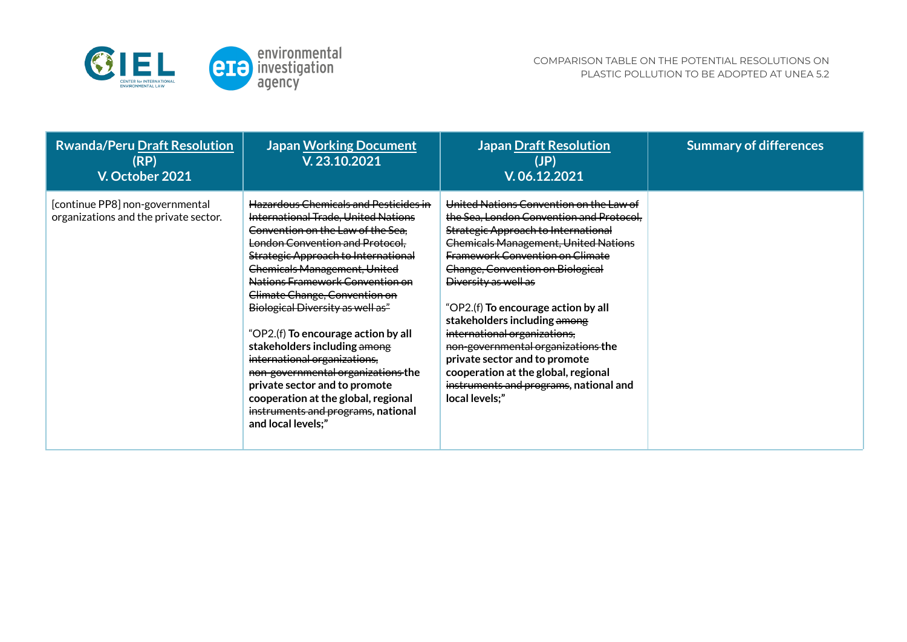| Rwanda/Peru Draft Resolution (RP) V. October 2021 | Japan Working Document V. 23.10.2021 | Japan Draft Resolution (JP) V. 06.12.2021 | Summary of differences |
|---|---|---|---|
| [continue PP8] non-governmental organizations and the private sector. | ~~Hazardous Chemicals and Pesticides in International Trade, United Nations Convention on the Law of the Sea, London Convention and Protocol, Strategic Approach to International Chemicals Management, United Nations Framework Convention on Climate Change, Convention on Biological Diversity as well as"~~<br><br>"OP2.(f) **To encourage action by all stakeholders including** ~~among international organizations, non-governmental organizations~~ **the private sector and to promote cooperation at the global, regional** ~~instruments and programs~~**, national and local levels;"** | ~~United Nations Convention on the Law of the Sea, London Convention and Protocol, Strategic Approach to International Chemicals Management, United Nations Framework Convention on Climate Change, Convention on Biological Diversity as well as~~<br><br>"OP2.(f) **To encourage action by all stakeholders including** ~~among international organizations, non-governmental organizations~~ **the private sector and to promote cooperation at the global, regional** ~~instruments and programs~~**, national and local levels;"** | |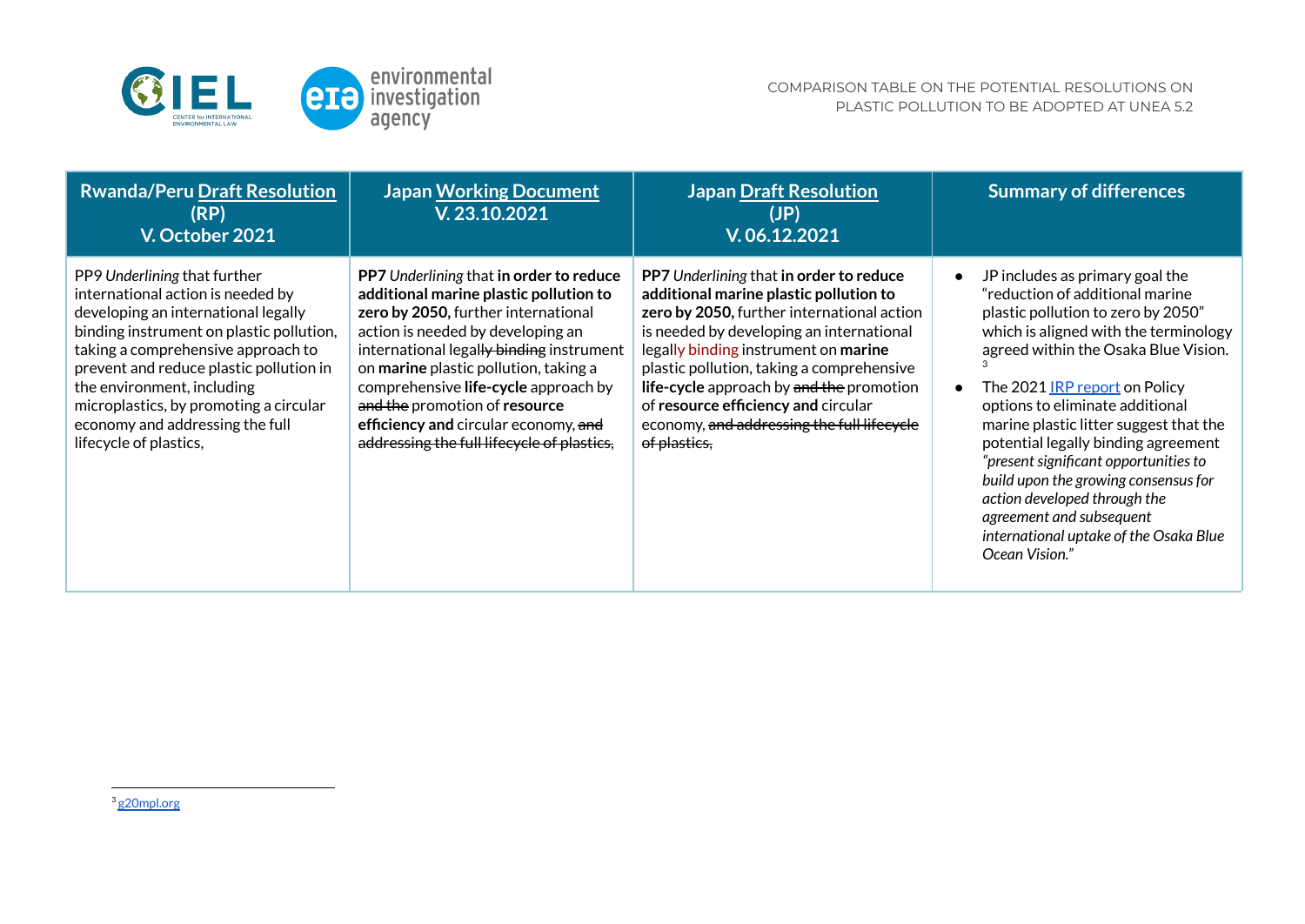| Rwandа/Peru Draft Resolution (RP) V. October 2021 | Japan Working Document V. 23.10.2021 | Japan Draft Resolution (JP) V. 06.12.2021 | Summary of differences |
|---|---|---|---|
| PP9 *Underlining* that further international action is needed by developing an international legally binding instrument on plastic pollution, taking a comprehensive approach to prevent and reduce plastic pollution in the environment, including microplastics, by promoting a circular economy and addressing the full lifecycle of plastics, | **PP7** *Underlining* that **in order to reduce additional marine plastic pollution to zero by 2050,** further international action is needed by developing an international legal~~ly binding~~ instrument on **marine** plastic pollution, taking a comprehensive **life-cycle** approach by ~~and the~~ promotion of **resource efficiency and** circular economy, ~~and addressing the full lifecycle of plastics,~~ | **PP7** *Underlining* that **in order to reduce additional marine plastic pollution to zero by 2050,** further international action is needed by developing an international legally binding instrument on **marine** plastic pollution, taking a comprehensive **life-cycle** approach by ~~and the~~ promotion of **resource efficiency and** circular economy, ~~and addressing the full lifecycle of plastics,~~ | • JP includes as primary goal the "reduction of additional marine plastic pollution to zero by 2050" which is aligned with the terminology agreed within the Osaka Blue Vision.[3]<br>• The 2021 IRP report on Policy options to eliminate additional marine plastic litter suggest that the potential legally binding agreement *"present significant opportunities to build upon the growing consensus for action developed through the agreement and subsequent international uptake of the Osaka Blue Ocean Vision."* |

[3] g20mpl.org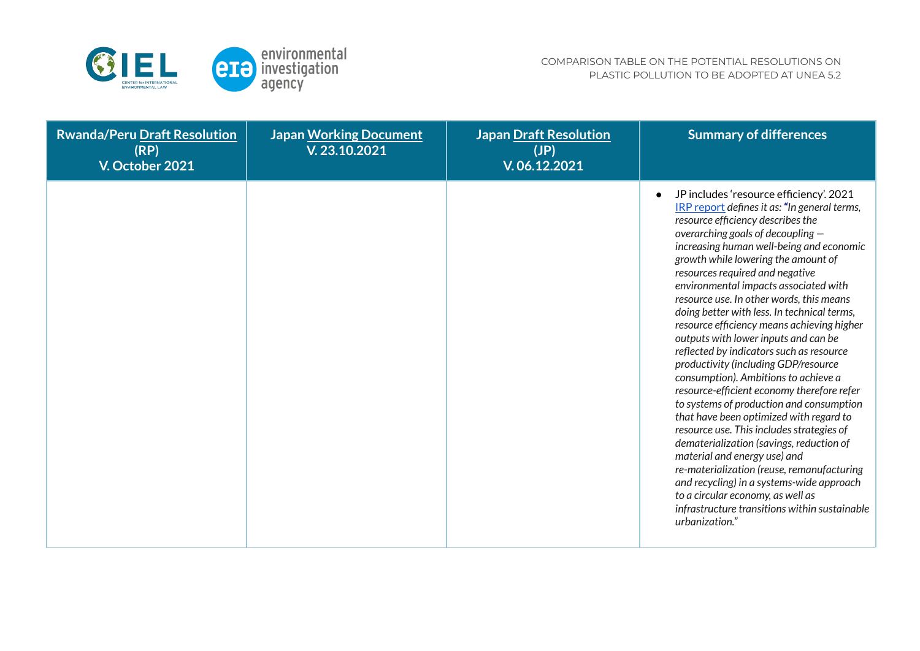| Rwanda/Peru Draft Resolution (RP) V. October 2021 | Japan Working Document V. 23.10.2021 | Japan Draft Resolution (JP) V. 06.12.2021 | Summary of differences |
|---|---|---|---|
| | | | • JP includes 'resource efficiency'. 2021 IRP report *defines it as: "In general terms, resource efficiency describes the overarching goals of decoupling — increasing human well-being and economic growth while lowering the amount of resources required and negative environmental impacts associated with resource use. In other words, this means doing better with less. In technical terms, resource efficiency means achieving higher outputs with lower inputs and can be reflected by indicators such as resource productivity (including GDP/resource consumption). Ambitions to achieve a resource-efficient economy therefore refer to systems of production and consumption that have been optimized with regard to resource use. This includes strategies of dematerialization (savings, reduction of material and energy use) and re-materialization (reuse, remanufacturing and recycling) in a systems-wide approach to a circular economy, as well as infrastructure transitions within sustainable urbanization."* |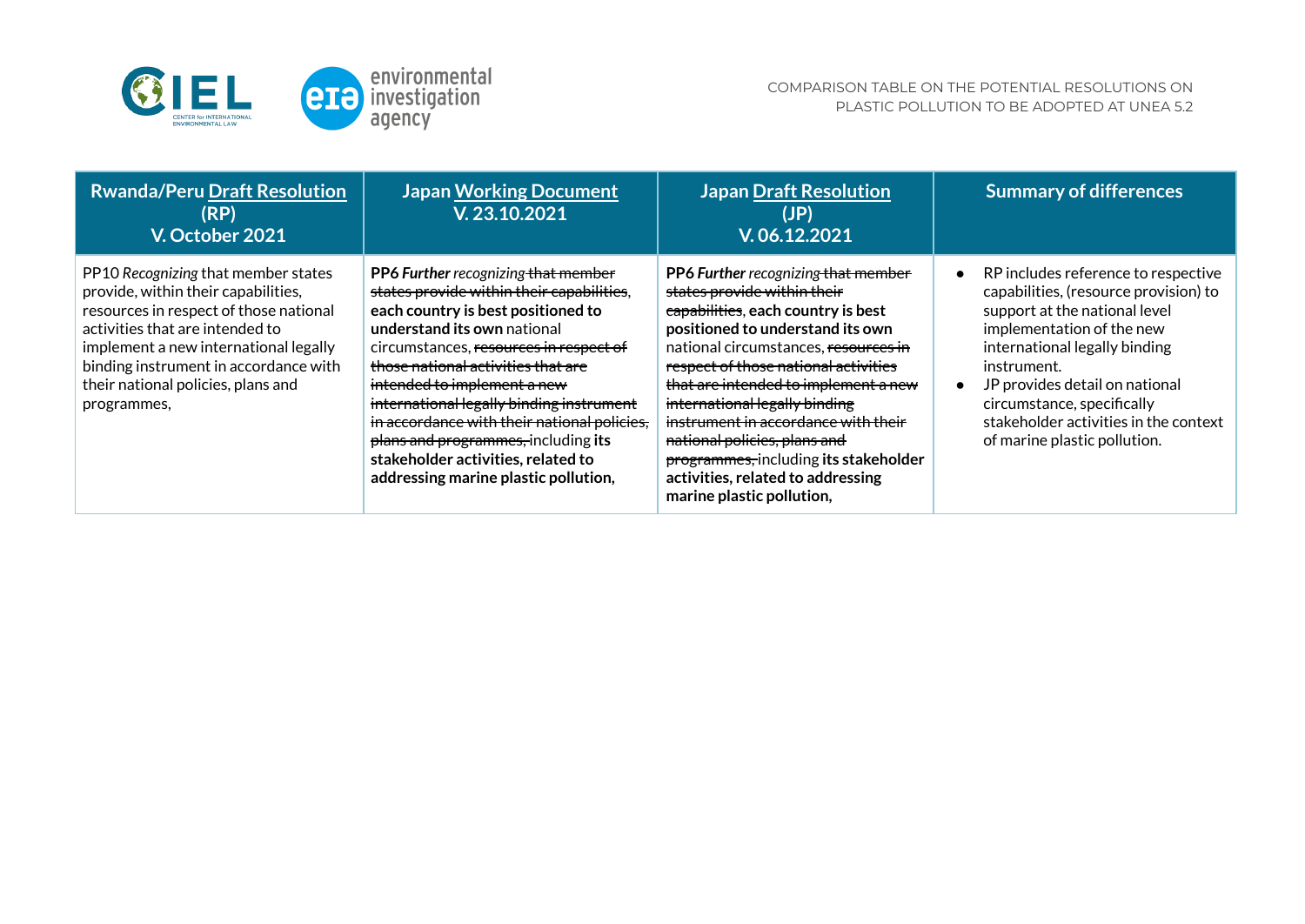| Rwanda/Peru Draft Resolution (RP) V. October 2021 | Japan Working Document V. 23.10.2021 | Japan Draft Resolution (JP) V. 06.12.2021 | Summary of differences |
|---|---|---|---|
| PP10 *Recognizing* that member states provide, within their capabilities, resources in respect of those national activities that are intended to implement a new international legally binding instrument in accordance with their national policies, plans and programmes, | **PP6** ***Further*** *recognizing* ~~that member states provide within their capabilities~~, **each country is best positioned to understand its own** national circumstances, ~~resources in respect of those national activities that are intended to implement a new international legally binding instrument in accordance with their national policies, plans and programmes,~~ including **its stakeholder activities, related to addressing marine plastic pollution,** | **PP6** ***Further*** *recognizing* ~~that member states provide within their capabilities~~, **each country is best positioned to understand its own** national circumstances, ~~resources in respect of those national activities that are intended to implement a new international legally binding instrument in accordance with their national policies, plans and programmes,~~ including **its stakeholder activities, related to addressing marine plastic pollution,** | • RP includes reference to respective capabilities, (resource provision) to support at the national level implementation of the new international legally binding instrument.<br>• JP provides detail on national circumstance, specifically stakeholder activities in the context of marine plastic pollution. |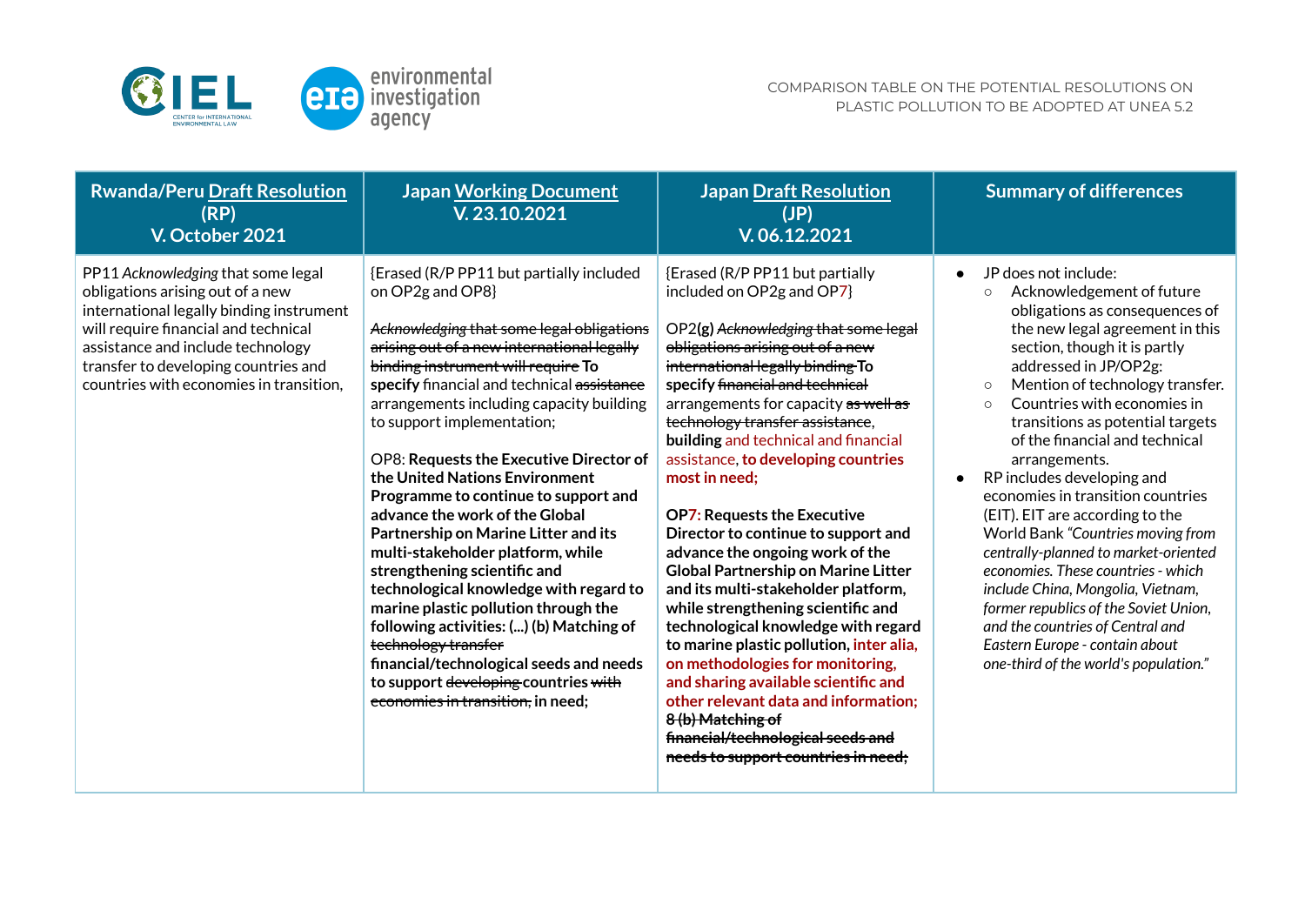| Rwanda/Peru Draft Resolution (RP) V. October 2021 | Japan Working Document V. 23.10.2021 | Japan Draft Resolution (JP) V. 06.12.2021 | Summary of differences |
|---|---|---|---|
| PP11 *Acknowledging* that some legal obligations arising out of a new international legally binding instrument will require financial and technical assistance and include technology transfer to developing countries and countries with economies in transition, | {Erased (R/P PP11 but partially included on OP2g and OP8}<br><br>~~*Acknowledging* that some legal obligations arising out of a new international legally binding instrument will require~~ **To specify** financial and technical ~~assistance~~ arrangements including capacity building to support implementation;<br><br>OP8: **Requests the Executive Director of the United Nations Environment Programme to continue to support and advance the work of the Global Partnership on Marine Litter and its multi-stakeholder platform, while strengthening scientific and technological knowledge with regard to marine plastic pollution through the following activities: (...) (b) Matching of ~~technology transfer~~ financial/technological seeds and needs to support ~~developing~~ countries ~~with economies in transition,~~ in need;** | {Erased (R/P PP11 but partially included on OP2g and OP7}<br><br>OP2**(g)** ~~*Acknowledging* that some legal obligations arising out of a new international legally binding~~ **To specify** ~~financial and technical~~ arrangements for capacity ~~as well as technology transfer assistance~~, **building** and technical and financial assistance, **to developing countries most in need;**<br><br>**OP7: Requests the Executive Director to continue to support and advance the ongoing work of the Global Partnership on Marine Litter and its multi-stakeholder platform, while strengthening scientific and technological knowledge with regard to marine plastic pollution, inter alia, on methodologies for monitoring, and sharing available scientific and other relevant data and information;** ~~**8 (b) Matching of financial/technological seeds and needs to support countries in need;**~~ | • JP does not include:<br>  ○ Acknowledgement of future obligations as consequences of the new legal agreement in this section, though it is partly addressed in JP/OP2g:<br>  ○ Mention of technology transfer.<br>  ○ Countries with economies in transitions as potential targets of the financial and technical arrangements.<br>• RP includes developing and economies in transition countries (EIT). EIT are according to the World Bank *"Countries moving from centrally-planned to market-oriented economies. These countries - which include China, Mongolia, Vietnam, former republics of the Soviet Union, and the countries of Central and Eastern Europe - contain about one-third of the world's population."* |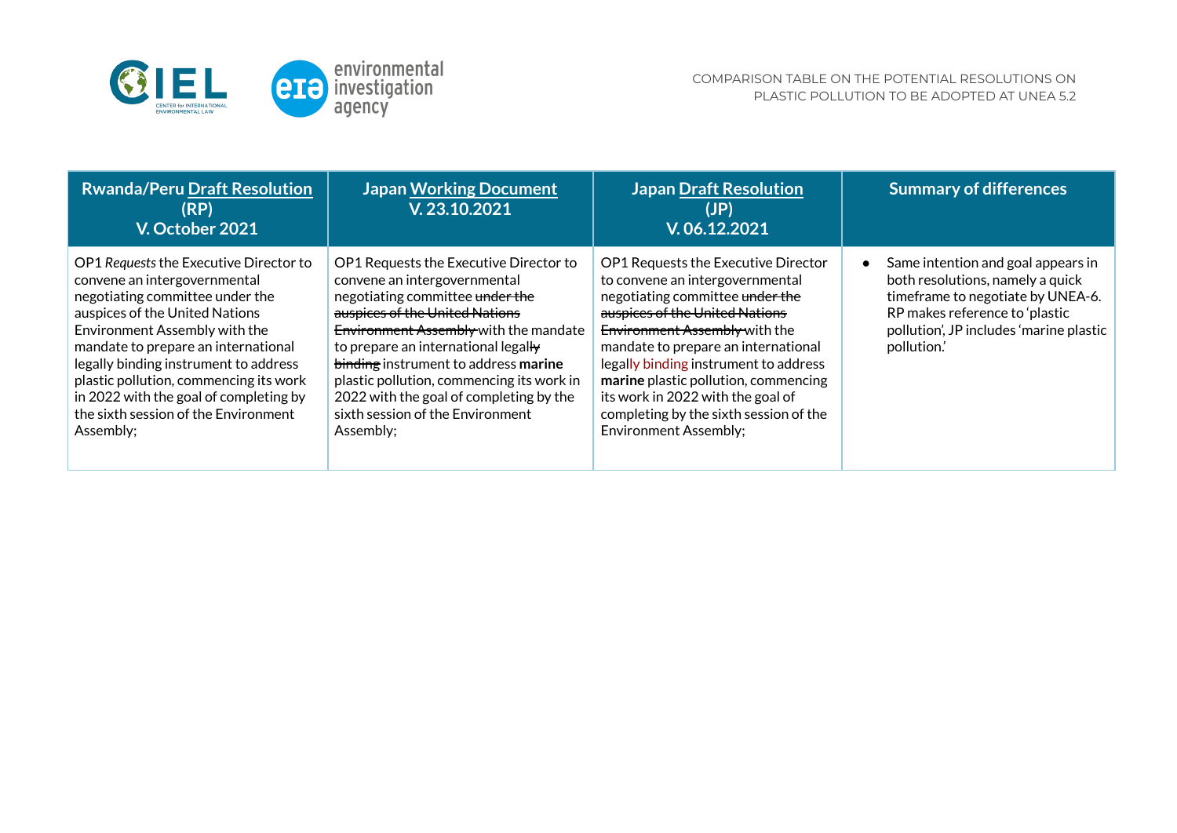| Rwanda/Peru Draft Resolution (RP) V. October 2021 | Japan Working Document V. 23.10.2021 | Japan Draft Resolution (JP) V. 06.12.2021 | Summary of differences |
| --- | --- | --- | --- |
| OP1 *Requests* the Executive Director to convene an intergovernmental negotiating committee under the auspices of the United Nations Environment Assembly with the mandate to prepare an international legally binding instrument to address plastic pollution, commencing its work in 2022 with the goal of completing by the sixth session of the Environment Assembly; | OP1 Requests the Executive Director to convene an intergovernmental negotiating committee ~~under the auspices of the United Nations Environment Assembly~~ with the mandate to prepare an international legal~~ly~~ ~~binding~~ instrument to address **marine** plastic pollution, commencing its work in 2022 with the goal of completing by the sixth session of the Environment Assembly; | OP1 Requests the Executive Director to convene an intergovernmental negotiating committee ~~under the auspices of the United Nations Environment Assembly~~ with the mandate to prepare an international legally binding instrument to address **marine** plastic pollution, commencing its work in 2022 with the goal of completing by the sixth session of the Environment Assembly; | • Same intention and goal appears in both resolutions, namely a quick timeframe to negotiate by UNEA-6. RP makes reference to 'plastic pollution', JP includes 'marine plastic pollution.' |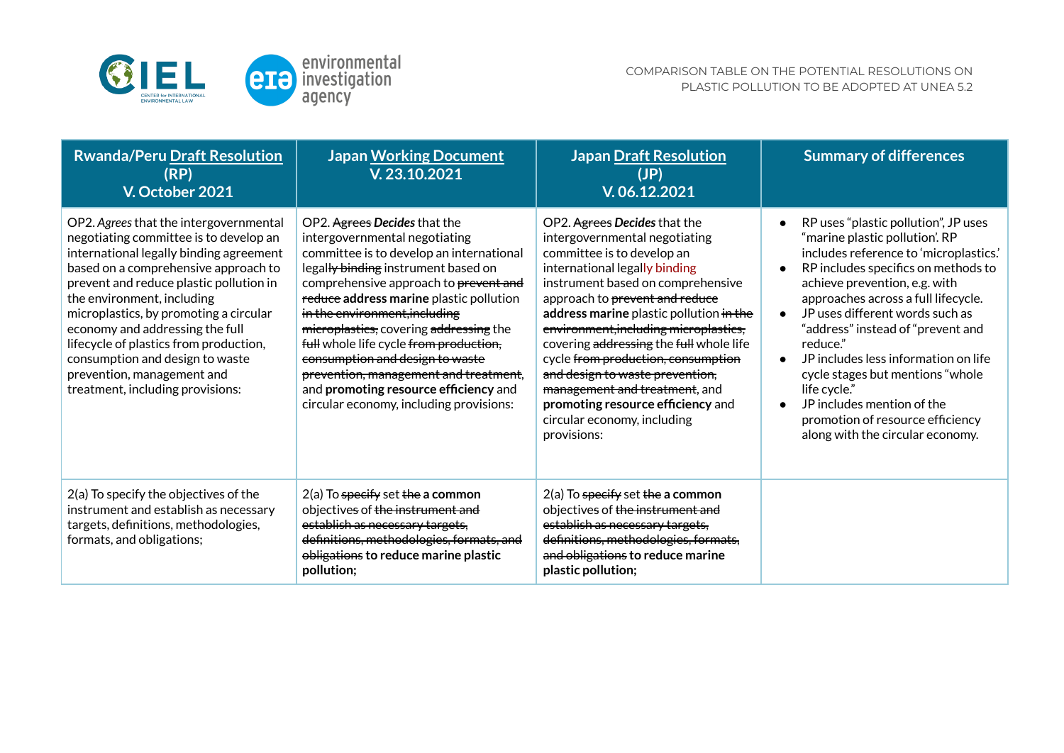| Rwanda/Peru Draft Resolution (RP) V. October 2021 | Japan Working Document V. 23.10.2021 | Japan Draft Resolution (JP) V. 06.12.2021 | Summary of differences |
|---|---|---|---|
| OP2. *Agrees* that the intergovernmental negotiating committee is to develop an international legally binding agreement based on a comprehensive approach to prevent and reduce plastic pollution in the environment, including microplastics, by promoting a circular economy and addressing the full lifecycle of plastics from production, consumption and design to waste prevention, management and treatment, including provisions: | OP2. ~~Agrees~~ ***Decides*** that the intergovernmental negotiating committee is to develop an international legal~~ly binding~~ instrument based on comprehensive approach to ~~prevent and reduce~~ **address marine** plastic pollution ~~in the environment,including microplastics,~~ covering ~~addressing~~ the ~~full~~ whole life cycle ~~from production, consumption and design to waste prevention, management and treatment~~, and **promoting resource efficiency** and circular economy, including provisions: | OP2. ~~Agrees~~ ***Decides*** that the intergovernmental negotiating committee is to develop an international legally binding instrument based on comprehensive approach to ~~prevent and reduce~~ **address marine** plastic pollution ~~in the environment,including microplastics,~~ covering ~~addressing~~ the ~~full~~ whole life cycle ~~from production, consumption and design to waste prevention, management and treatment~~, and **promoting resource efficiency** and circular economy, including provisions: | • RP uses "plastic pollution", JP uses "marine plastic pollution'. RP includes reference to 'microplastics.'<br>• RP includes specifics on methods to achieve prevention, e.g. with approaches across a full lifecycle.<br>• JP uses different words such as "address" instead of "prevent and reduce."<br>• JP includes less information on life cycle stages but mentions "whole life cycle."<br>• JP includes mention of the promotion of resource efficiency along with the circular economy. |
| 2(a) To specify the objectives of the instrument and establish as necessary targets, definitions, methodologies, formats, and obligations; | 2(a) To ~~specify~~ set ~~the~~ **a common** objectives of ~~the instrument and establish as necessary targets, definitions, methodologies, formats, and obligations~~ **to reduce marine plastic pollution;** | 2(a) To ~~specify~~ set ~~the~~ **a common** objectives of ~~the instrument and establish as necessary targets, definitions, methodologies, formats, and obligations~~ **to reduce marine plastic pollution;** | |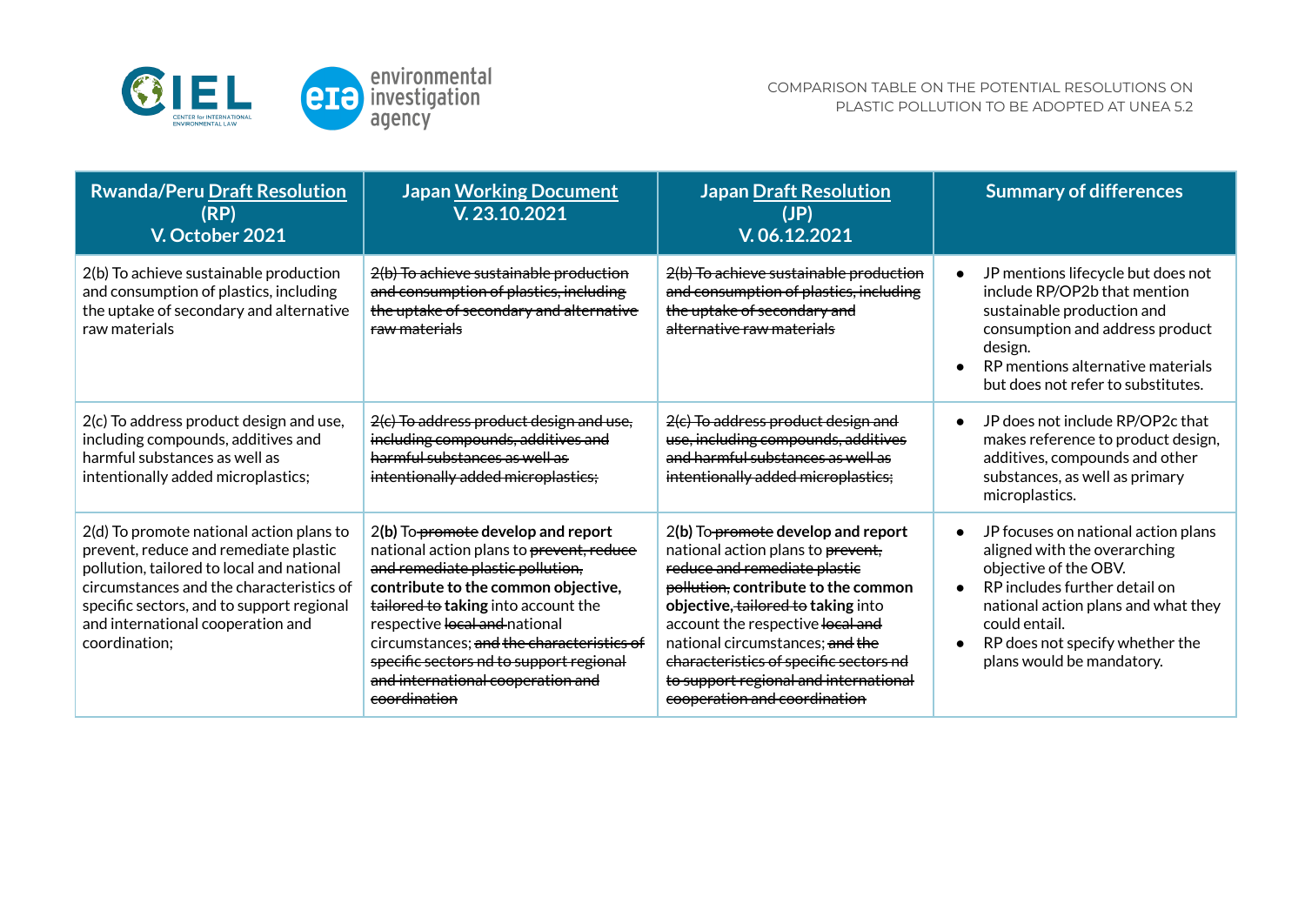COMPARISON TABLE ON THE POTENTIAL RESOLUTIONS ON PLASTIC POLLUTION TO BE ADOPTED AT UNEA 5.2

| Rwanda/Peru Draft Resolution (RP) V. October 2021 | Japan Working Document V. 23.10.2021 | Japan Draft Resolution (JP) V. 06.12.2021 | Summary of differences |
|---|---|---|---|
| 2(b) To achieve sustainable production and consumption of plastics, including the uptake of secondary and alternative raw materials | ~~2(b) To achieve sustainable production and consumption of plastics, including the uptake of secondary and alternative raw materials~~ | ~~2(b) To achieve sustainable production and consumption of plastics, including the uptake of secondary and alternative raw materials~~ | • JP mentions lifecycle but does not include RP/OP2b that mention sustainable production and consumption and address product design.<br>• RP mentions alternative materials but does not refer to substitutes. |
| 2(c) To address product design and use, including compounds, additives and harmful substances as well as intentionally added microplastics; | ~~2(c) To address product design and use, including compounds, additives and harmful substances as well as intentionally added microplastics;~~ | ~~2(c) To address product design and use, including compounds, additives and harmful substances as well as intentionally added microplastics;~~ | • JP does not include RP/OP2c that makes reference to product design, additives, compounds and other substances, as well as primary microplastics. |
| 2(d) To promote national action plans to prevent, reduce and remediate plastic pollution, tailored to local and national circumstances and the characteristics of specific sectors, and to support regional and international cooperation and coordination; | 2**(b)** To ~~promote~~ **develop and report** national action plans to ~~prevent, reduce and remediate plastic pollution,~~ **contribute to the common objective,** ~~tailored to~~ **taking** into account the respective ~~local and~~ national circumstances; ~~and the characteristics of specific sectors nd to support regional and international cooperation and coordination~~ | 2**(b)** To ~~promote~~ **develop and report** national action plans to ~~prevent, reduce and remediate plastic pollution,~~ **contribute to the common objective,** ~~tailored to~~ **taking** into account the respective ~~local and~~ national circumstances; ~~and the characteristics of specific sectors nd to support regional and international cooperation and coordination~~ | • JP focuses on national action plans aligned with the overarching objective of the OBV.<br>• RP includes further detail on national action plans and what they could entail.<br>• RP does not specify whether the plans would be mandatory. |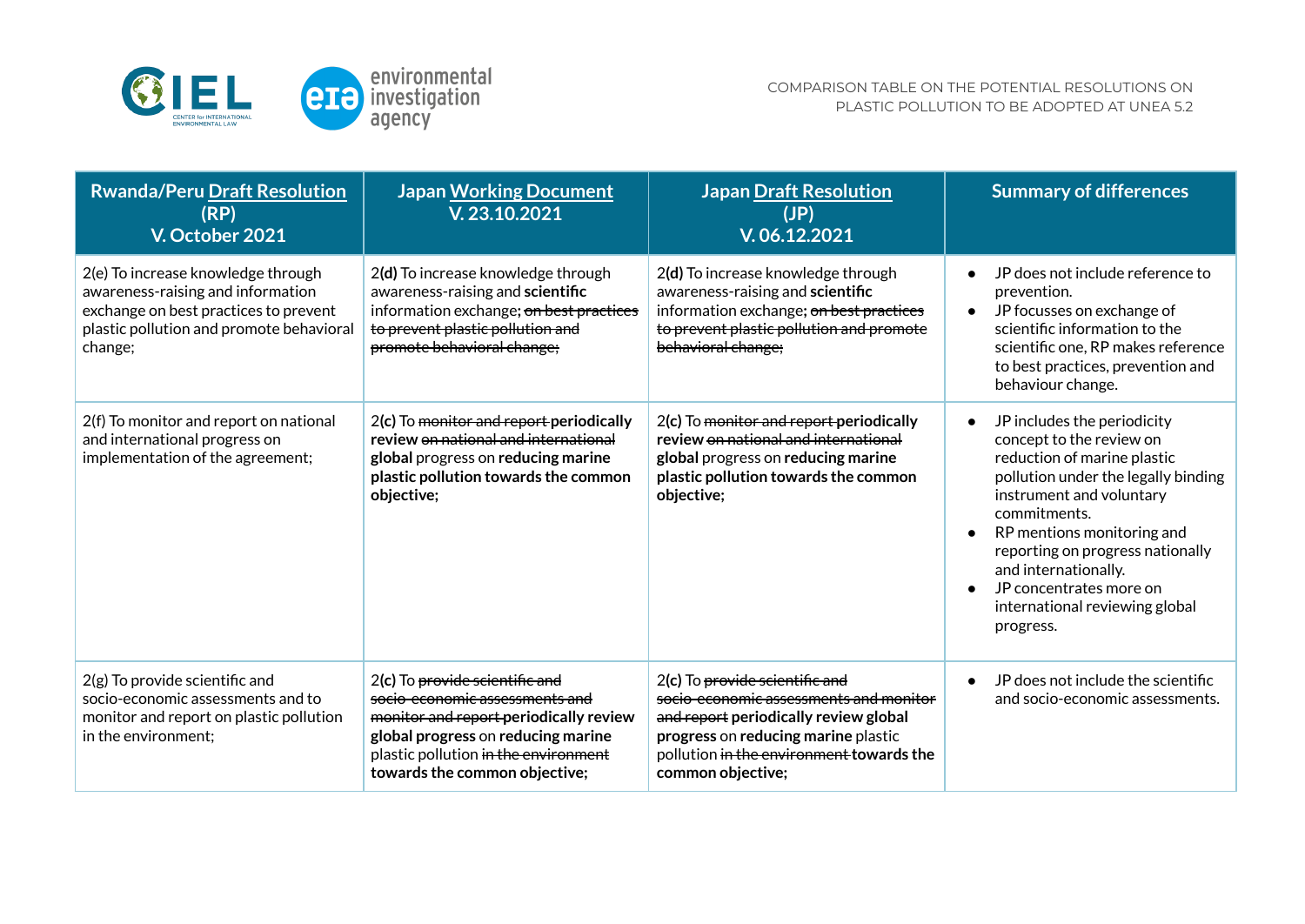| Rwanda/Peru Draft Resolution (RP) V. October 2021 | Japan Working Document V. 23.10.2021 | Japan Draft Resolution (JP) V. 06.12.2021 | Summary of differences |
|---|---|---|---|
| 2(e) To increase knowledge through awareness-raising and information exchange on best practices to prevent plastic pollution and promote behavioral change; | 2**(d)** To increase knowledge through awareness-raising and **scientific** information exchange; ~~on best practices to prevent plastic pollution and promote behavioral change;~~ | 2**(d)** To increase knowledge through awareness-raising and **scientific** information exchange; ~~on best practices to prevent plastic pollution and promote behavioral change;~~ | • JP does not include reference to prevention.<br>• JP focusses on exchange of scientific information to the scientific one, RP makes reference to best practices, prevention and behaviour change. |
| 2(f) To monitor and report on national and international progress on implementation of the agreement; | 2**(c)** To ~~monitor and report~~ **periodically review** ~~on national and international~~ **global** progress on **reducing marine plastic pollution towards the common objective;** | 2**(c)** To ~~monitor and report~~ **periodically review** ~~on national and international~~ **global** progress on **reducing marine plastic pollution towards the common objective;** | • JP includes the periodicity concept to the review on reduction of marine plastic pollution under the legally binding instrument and voluntary commitments.<br>• RP mentions monitoring and reporting on progress nationally and internationally.<br>• JP concentrates more on international reviewing global progress. |
| 2(g) To provide scientific and socio-economic assessments and to monitor and report on plastic pollution in the environment; | 2**(c)** To ~~provide scientific and socio-economic assessments and monitor and report~~ **periodically review global progress** on **reducing marine** plastic pollution ~~in the environment~~ **towards the common objective;** | 2**(c)** To ~~provide scientific and socio-economic assessments and monitor and report~~ **periodically review global progress** on **reducing marine** plastic pollution ~~in the environment~~ **towards the common objective;** | • JP does not include the scientific and socio-economic assessments. |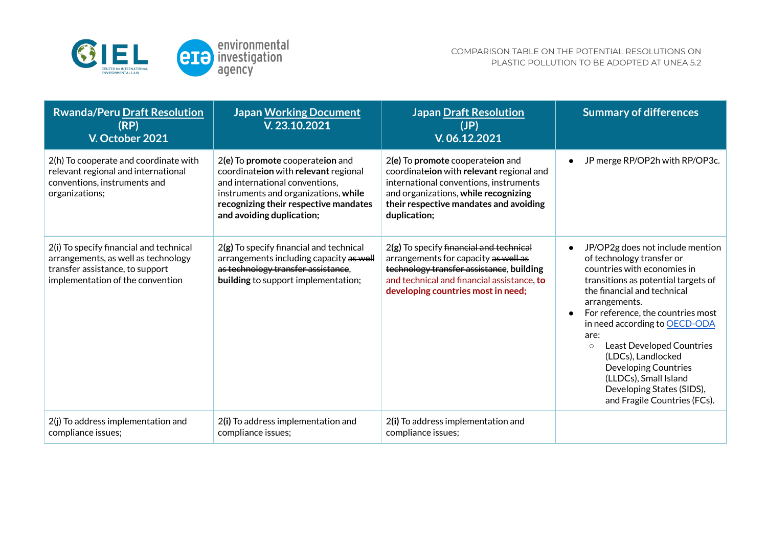| Rwanda/Peru Draft Resolution (RP) V. October 2021 | Japan Working Document V. 23.10.2021 | Japan Draft Resolution (JP) V. 06.12.2021 | Summary of differences |
|---|---|---|---|
| 2(h) To cooperate and coordinate with relevant regional and international conventions, instruments and organizations; | 2**(e)** To **promote** cooperate**ion** and coordinate**ion** with **relevant** regional and international conventions, instruments and organizations, **while recognizing their respective mandates and avoiding duplication;** | 2**(e)** To **promote** cooperate**ion** and coordinate**ion** with **relevant** regional and international conventions, instruments and organizations, **while recognizing their respective mandates and avoiding duplication;** | • JP merge RP/OP2h with RP/OP3c. |
| 2(i) To specify financial and technical arrangements, as well as technology transfer assistance, to support implementation of the convention | 2**(g)** To specify financial and technical arrangements including capacity ~~as well as technology transfer assistance~~, **building** to support implementation; | 2**(g)** To specify ~~financial and technical~~ arrangements for capacity ~~as well as technology transfer assistance~~, **building** and technical and financial assistance, **to developing countries most in need;** | • JP/OP2g does not include mention of technology transfer or countries with economies in transitions as potential targets of the financial and technical arrangements.<br>• For reference, the countries most in need according to OECD-ODA are:<br>  ○ Least Developed Countries (LDCs), Landlocked Developing Countries (LLDCs), Small Island Developing States (SIDS), and Fragile Countries (FCs). |
| 2(j) To address implementation and compliance issues; | 2**(i)** To address implementation and compliance issues; | 2**(i)** To address implementation and compliance issues; | |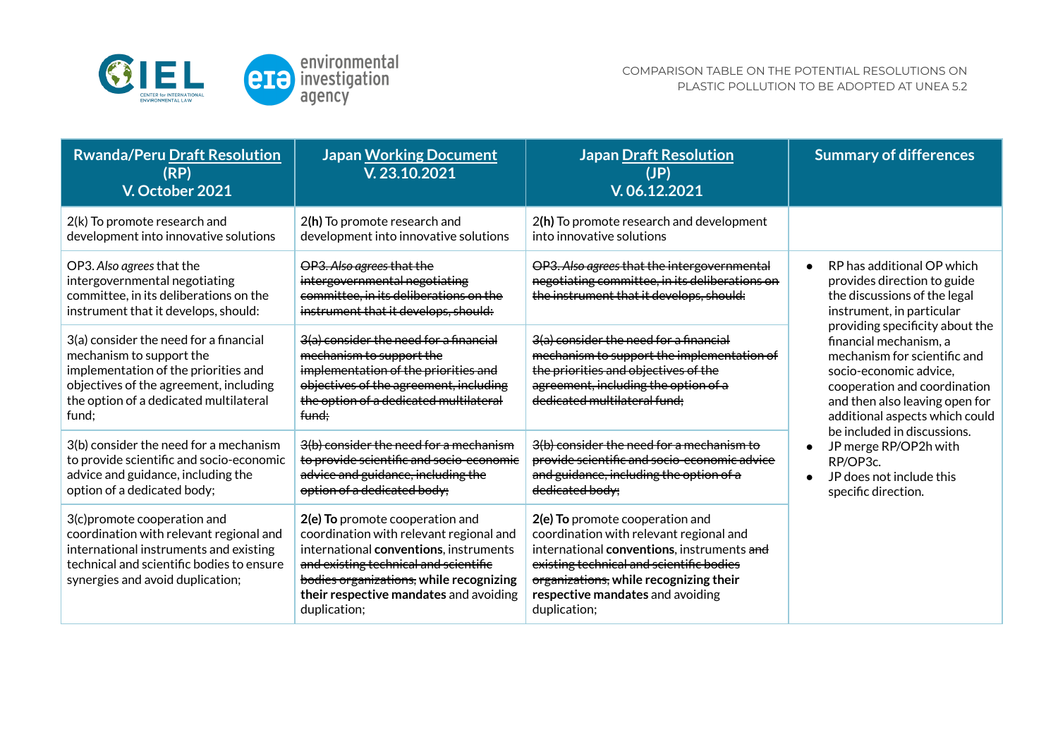| Rwanda/Peru Draft Resolution (RP) V. October 2021 | Japan Working Document V. 23.10.2021 | Japan Draft Resolution (JP) V. 06.12.2021 | Summary of differences |
|---|---|---|---|
| 2(k) To promote research and development into innovative solutions | 2**(h)** To promote research and development into innovative solutions | 2**(h)** To promote research and development into innovative solutions | |
| OP3. *Also agrees* that the intergovernmental negotiating committee, in its deliberations on the instrument that it develops, should: | ~~OP3. *Also agrees* that the intergovernmental negotiating committee, in its deliberations on the instrument that it develops, should:~~ | ~~OP3. *Also agrees* that the intergovernmental negotiating committee, in its deliberations on the instrument that it develops, should:~~ | • RP has additional OP which provides direction to guide the discussions of the legal instrument, in particular providing specificity about the financial mechanism, a mechanism for scientific and socio-economic advice, cooperation and coordination and then also leaving open for additional aspects which could be included in discussions.<br>• JP merge RP/OP2h with RP/OP3c.<br>• JP does not include this specific direction. |
| 3(a) consider the need for a financial mechanism to support the implementation of the priorities and objectives of the agreement, including the option of a dedicated multilateral fund; | ~~3(a) consider the need for a financial mechanism to support the implementation of the priorities and objectives of the agreement, including the option of a dedicated multilateral fund;~~ | ~~3(a) consider the need for a financial mechanism to support the implementation of the priorities and objectives of the agreement, including the option of a dedicated multilateral fund;~~ | |
| 3(b) consider the need for a mechanism to provide scientific and socio-economic advice and guidance, including the option of a dedicated body; | ~~3(b) consider the need for a mechanism to provide scientific and socio-economic advice and guidance, including the option of a dedicated body;~~ | ~~3(b) consider the need for a mechanism to provide scientific and socio-economic advice and guidance, including the option of a dedicated body;~~ | |
| 3(c)promote cooperation and coordination with relevant regional and international instruments and existing technical and scientific bodies to ensure synergies and avoid duplication; | **2(e) To** promote cooperation and coordination with relevant regional and international **conventions**, instruments ~~and existing technical and scientific bodies organizations~~, **while recognizing their respective mandates** and avoiding duplication; | **2(e) To** promote cooperation and coordination with relevant regional and international **conventions**, instruments ~~and existing technical and scientific bodies organizations~~, **while recognizing their respective mandates** and avoiding duplication; | |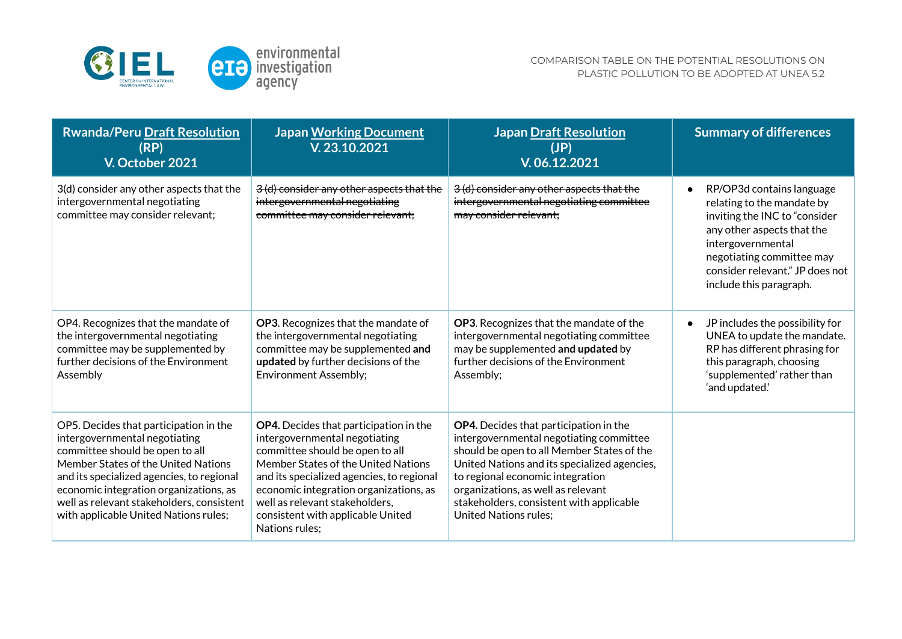| Rwanda/Peru Draft Resolution (RP) V. October 2021 | Japan Working Document V. 23.10.2021 | Japan Draft Resolution (JP) V. 06.12.2021 | Summary of differences |
|---|---|---|---|
| 3(d) consider any other aspects that the intergovernmental negotiating committee may consider relevant; | ~~3 (d) consider any other aspects that the intergovernmental negotiating committee may consider relevant;~~ | ~~3 (d) consider any other aspects that the intergovernmental negotiating committee may consider relevant;~~ | • RP/OP3d contains language relating to the mandate by inviting the INC to "consider any other aspects that the intergovernmental negotiating committee may consider relevant." JP does not include this paragraph. |
| OP4. Recognizes that the mandate of the intergovernmental negotiating committee may be supplemented by further decisions of the Environment Assembly | **OP3**. Recognizes that the mandate of the intergovernmental negotiating committee may be supplemented **and updated** by further decisions of the Environment Assembly; | **OP3**. Recognizes that the mandate of the intergovernmental negotiating committee may be supplemented **and updated** by further decisions of the Environment Assembly; | • JP includes the possibility for UNEA to update the mandate. RP has different phrasing for this paragraph, choosing 'supplemented' rather than 'and updated.' |
| OP5. Decides that participation in the intergovernmental negotiating committee should be open to all Member States of the United Nations and its specialized agencies, to regional economic integration organizations, as well as relevant stakeholders, consistent with applicable United Nations rules; | **OP4.** Decides that participation in the intergovernmental negotiating committee should be open to all Member States of the United Nations and its specialized agencies, to regional economic integration organizations, as well as relevant stakeholders, consistent with applicable United Nations rules; | **OP4.** Decides that participation in the intergovernmental negotiating committee should be open to all Member States of the United Nations and its specialized agencies, to regional economic integration organizations, as well as relevant stakeholders, consistent with applicable United Nations rules; | |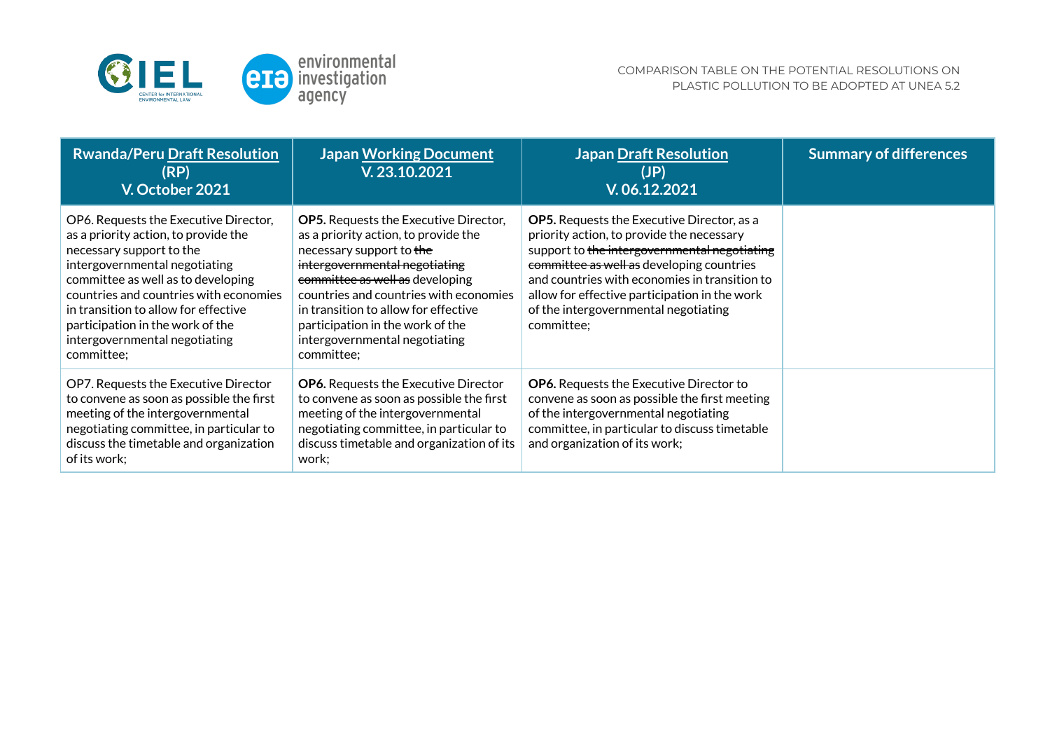| Rwanda/Peru Draft Resolution (RP) V. October 2021 | Japan Working Document V. 23.10.2021 | Japan Draft Resolution (JP) V. 06.12.2021 | Summary of differences |
|---|---|---|---|
| OP6. Requests the Executive Director, as a priority action, to provide the necessary support to the intergovernmental negotiating committee as well as to developing countries and countries with economies in transition to allow for effective participation in the work of the intergovernmental negotiating committee; | **OP5.** Requests the Executive Director, as a priority action, to provide the necessary support to ~~the intergovernmental negotiating committee as well as~~ developing countries and countries with economies in transition to allow for effective participation in the work of the intergovernmental negotiating committee; | **OP5.** Requests the Executive Director, as a priority action, to provide the necessary support to ~~the intergovernmental negotiating committee as well as~~ developing countries and countries with economies in transition to allow for effective participation in the work of the intergovernmental negotiating committee; | |
| OP7. Requests the Executive Director to convene as soon as possible the first meeting of the intergovernmental negotiating committee, in particular to discuss the timetable and organization of its work; | **OP6.** Requests the Executive Director to convene as soon as possible the first meeting of the intergovernmental negotiating committee, in particular to discuss timetable and organization of its work; | **OP6.** Requests the Executive Director to convene as soon as possible the first meeting of the intergovernmental negotiating committee, in particular to discuss timetable and organization of its work; | |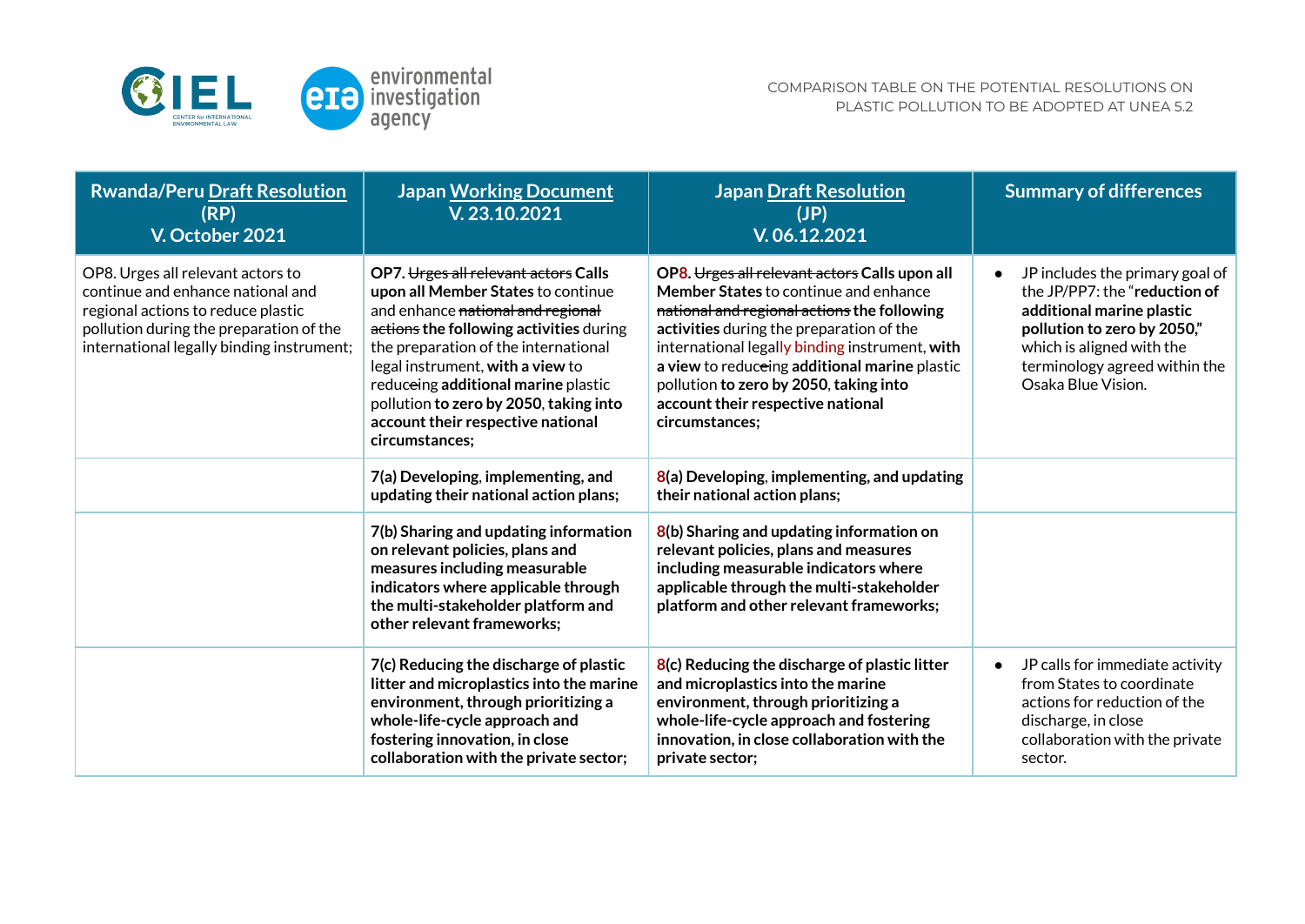| Rwanda/Peru Draft Resolution (RP) V. October 2021 | Japan Working Document V. 23.10.2021 | Japan Draft Resolution (JP) V. 06.12.2021 | Summary of differences |
|---|---|---|---|
| OP8. Urges all relevant actors to continue and enhance national and regional actions to reduce plastic pollution during the preparation of the international legally binding instrument; | **OP7.** ~~Urges all relevant actors~~ **Calls upon all Member States** to continue and enhance ~~national and regional actions~~ **the following activities** during the preparation of the international legal instrument, **with a view** to reduc~~e~~ing **additional marine** plastic pollution **to zero by 2050**, **taking into account their respective national circumstances;** | **OP8.** ~~Urges all relevant actors~~ **Calls upon all Member States** to continue and enhance ~~national and regional actions~~ **the following activities** during the preparation of the international legally binding instrument, **with a view** to reduc~~e~~ing **additional marine** plastic pollution **to zero by 2050**, **taking into account their respective national circumstances;** | • JP includes the primary goal of the JP/PP7: the "**reduction of additional marine plastic pollution to zero by 2050,**" which is aligned with the terminology agreed within the Osaka Blue Vision. |
| | **7(a) Developing, implementing, and updating their national action plans;** | **8(a) Developing, implementing, and updating their national action plans;** | |
| | **7(b) Sharing and updating information on relevant policies, plans and measures including measurable indicators where applicable through the multi-stakeholder platform and other relevant frameworks;** | **8(b) Sharing and updating information on relevant policies, plans and measures including measurable indicators where applicable through the multi-stakeholder platform and other relevant frameworks;** | |
| | **7(c) Reducing the discharge of plastic litter and microplastics into the marine environment, through prioritizing a whole-life-cycle approach and fostering innovation, in close collaboration with the private sector;** | **8(c) Reducing the discharge of plastic litter and microplastics into the marine environment, through prioritizing a whole-life-cycle approach and fostering innovation, in close collaboration with the private sector;** | • JP calls for immediate activity from States to coordinate actions for reduction of the discharge, in close collaboration with the private sector. |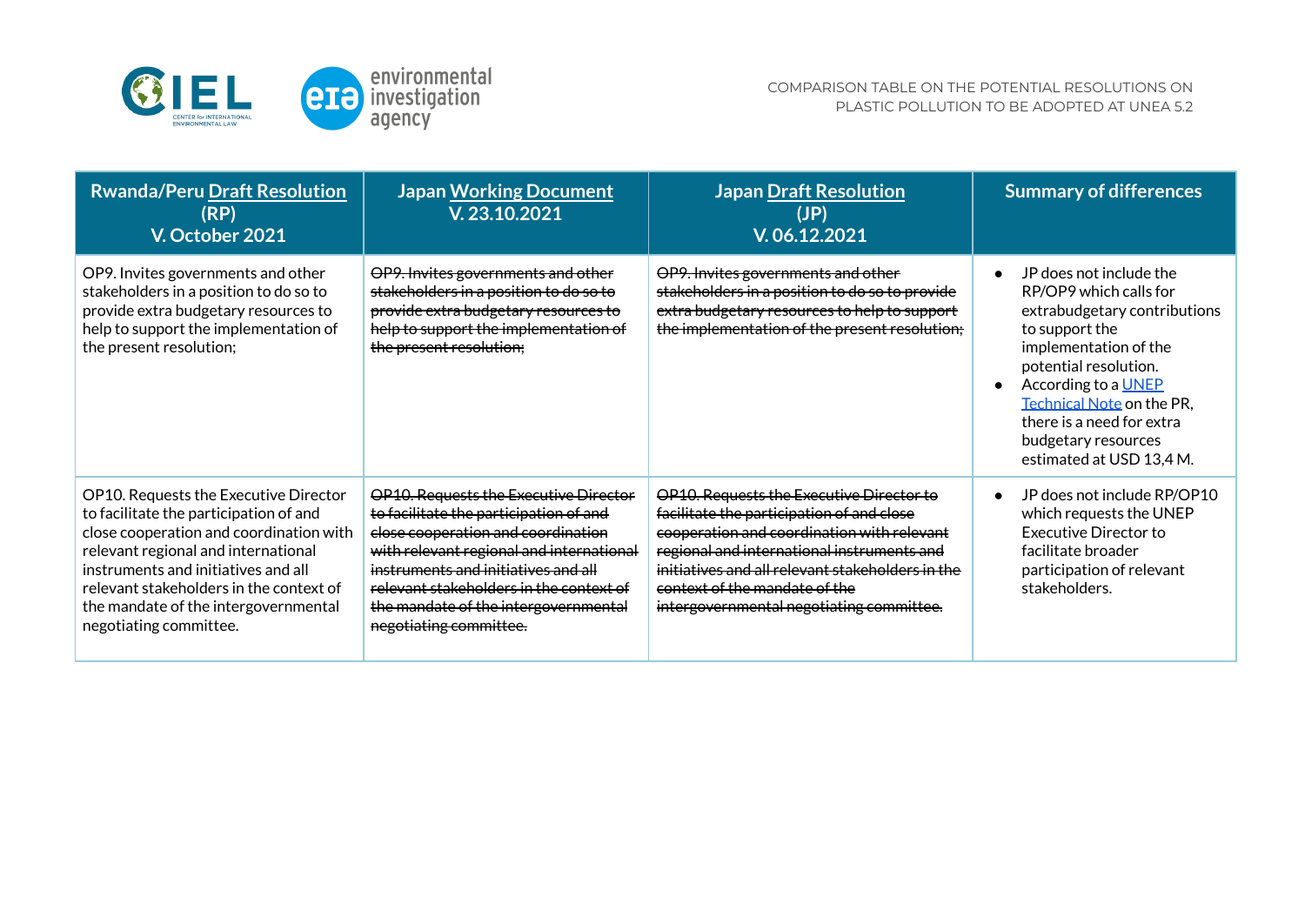| Rwandа/Peru Draft Resolution (RP) V. October 2021 | Japan Working Document V. 23.10.2021 | Japan Draft Resolution (JP) V. 06.12.2021 | Summary of differences |
|---|---|---|---|
| OP9. Invites governments and other stakeholders in a position to do so to provide extra budgetary resources to help to support the implementation of the present resolution; | ~~OP9. Invites governments and other stakeholders in a position to do so to provide extra budgetary resources to help to support the implementation of the present resolution;~~ | ~~OP9. Invites governments and other stakeholders in a position to do so to provide extra budgetary resources to help to support the implementation of the present resolution;~~ | • JP does not include the RP/OP9 which calls for extrabudgetary contributions to support the implementation of the potential resolution. <br> • According to a UNEP Technical Note on the PR, there is a need for extra budgetary resources estimated at USD 13,4 M. |
| OP10. Requests the Executive Director to facilitate the participation of and close cooperation and coordination with relevant regional and international instruments and initiatives and all relevant stakeholders in the context of the mandate of the intergovernmental negotiating committee. | ~~OP10. Requests the Executive Director to facilitate the participation of and close cooperation and coordination with relevant regional and international instruments and initiatives and all relevant stakeholders in the context of the mandate of the intergovernmental negotiating committee.~~ | ~~OP10. Requests the Executive Director to facilitate the participation of and close cooperation and coordination with relevant regional and international instruments and initiatives and all relevant stakeholders in the context of the mandate of the intergovernmental negotiating committee.~~ | • JP does not include RP/OP10 which requests the UNEP Executive Director to facilitate broader participation of relevant stakeholders. |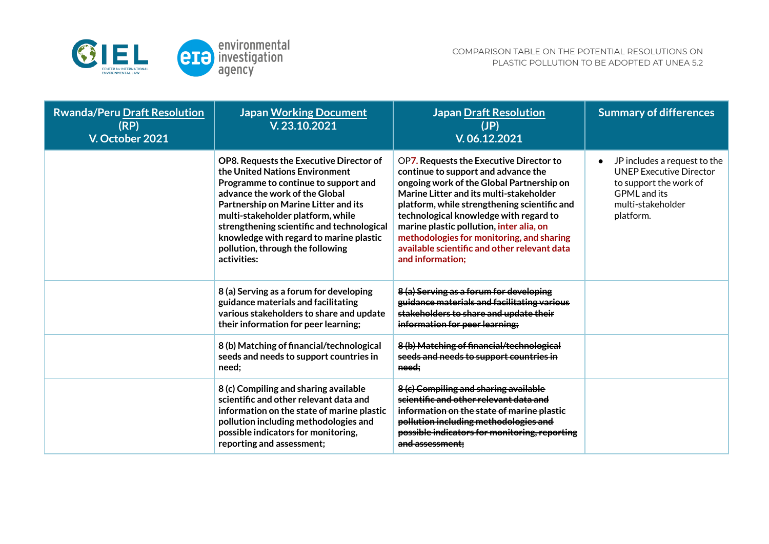| Rwandа/Peru Draft Resolution (RP) V. October 2021 | Japan Working Document V. 23.10.2021 | Japan Draft Resolution (JP) V. 06.12.2021 | Summary of differences |
|---|---|---|---|
| | **OP8. Requests the Executive Director of the United Nations Environment Programme to continue to support and advance the work of the Global Partnership on Marine Litter and its multi-stakeholder platform, while strengthening scientific and technological knowledge with regard to marine plastic pollution, through the following activities:** | **OP7. Requests the Executive Director to continue to support and advance the ongoing work of the Global Partnership on Marine Litter and its multi-stakeholder platform, while strengthening scientific and technological knowledge with regard to marine plastic pollution, inter alia, on methodologies for monitoring, and sharing available scientific and other relevant data and information;** | • JP includes a request to the UNEP Executive Director to support the work of GPML and its multi-stakeholder platform. |
| | 8 (a) Serving as a forum for developing guidance materials and facilitating various stakeholders to share and update their information for peer learning; | ~~8 (a) Serving as a forum for developing guidance materials and facilitating various stakeholders to share and update their information for peer learning;~~ | |
| | 8 (b) Matching of financial/technological seeds and needs to support countries in need; | ~~8 (b) Matching of financial/technological seeds and needs to support countries in need;~~ | |
| | 8 (c) Compiling and sharing available scientific and other relevant data and information on the state of marine plastic pollution including methodologies and possible indicators for monitoring, reporting and assessment; | ~~8 (c) Compiling and sharing available scientific and other relevant data and information on the state of marine plastic pollution including methodologies and possible indicators for monitoring, reporting and assessment;~~ | |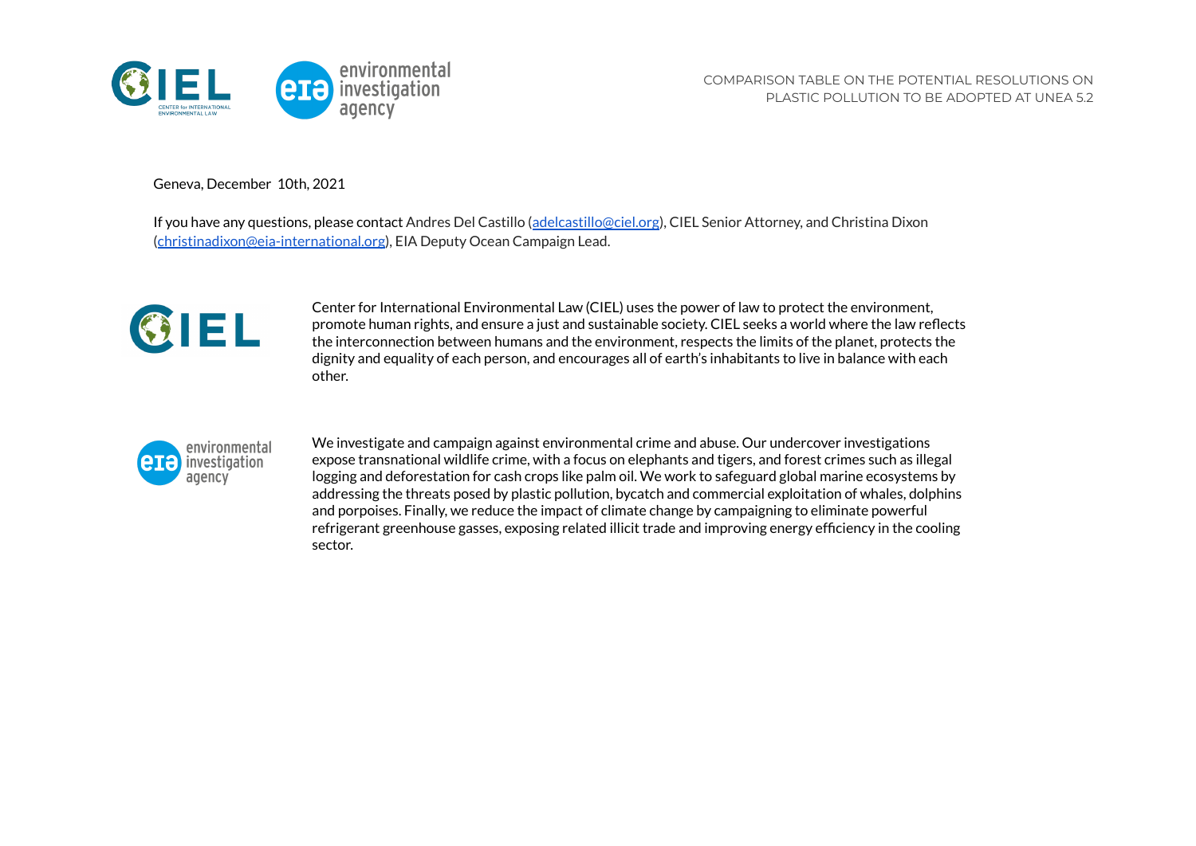Geneva, December 10th, 2021

If you have any questions, please contact Andres Del Castillo (adelcastillo@ciel.org), CIEL Senior Attorney, and Christina Dixon (christinadixon@eia-international.org), EIA Deputy Ocean Campaign Lead.

Center for International Environmental Law (CIEL) uses the power of law to protect the environment, promote human rights, and ensure a just and sustainable society. CIEL seeks a world where the law reflects the interconnection between humans and the environment, respects the limits of the planet, protects the dignity and equality of each person, and encourages all of earth's inhabitants to live in balance with each other.

We investigate and campaign against environmental crime and abuse. Our undercover investigations expose transnational wildlife crime, with a focus on elephants and tigers, and forest crimes such as illegal logging and deforestation for cash crops like palm oil. We work to safeguard global marine ecosystems by addressing the threats posed by plastic pollution, bycatch and commercial exploitation of whales, dolphins and porpoises. Finally, we reduce the impact of climate change by campaigning to eliminate powerful refrigerant greenhouse gasses, exposing related illicit trade and improving energy efficiency in the cooling sector.